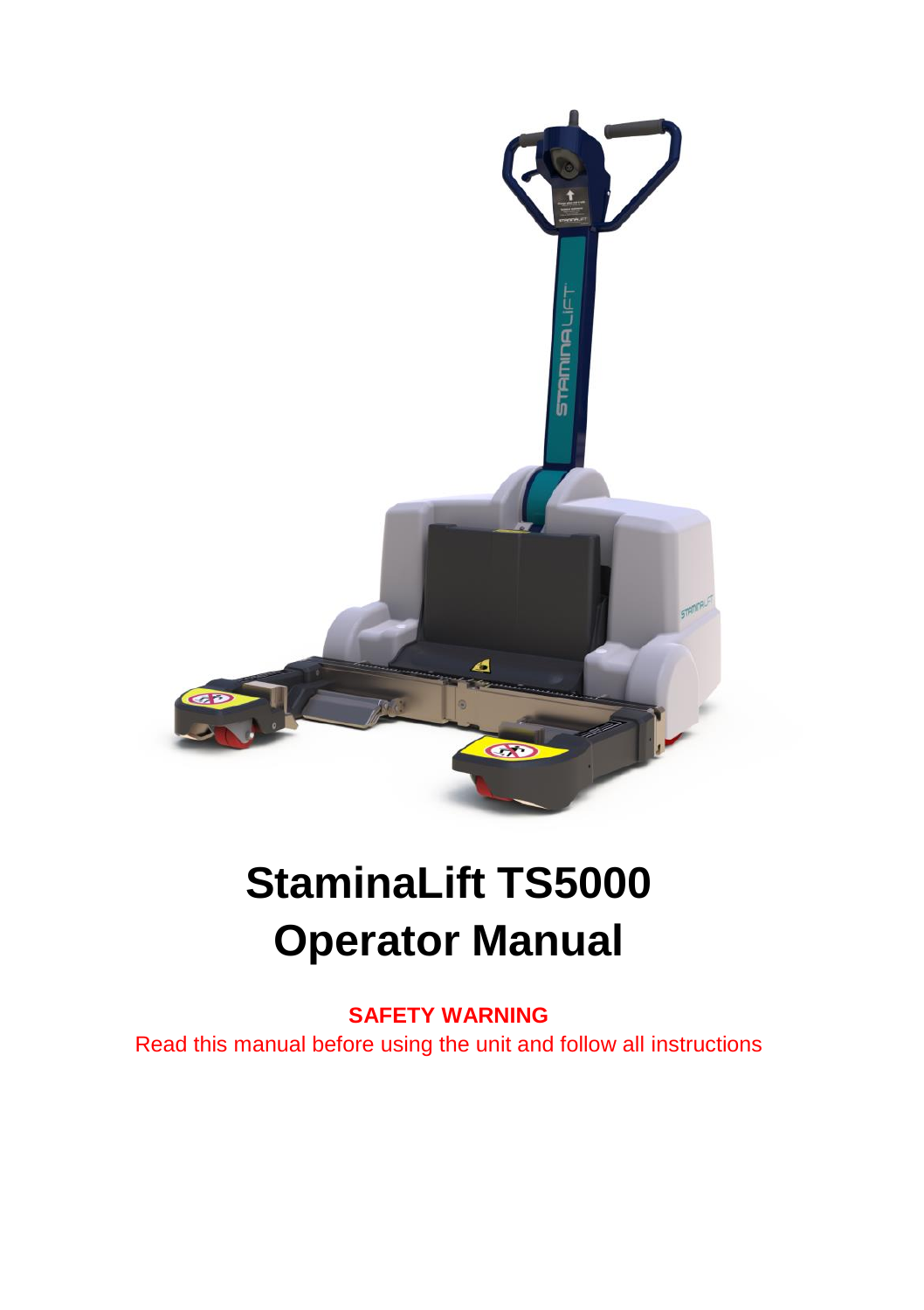# StaminaLift TS5000
# Operator Manual

**SAFETY WARNING**

Read this manual before using the unit and follow all instructions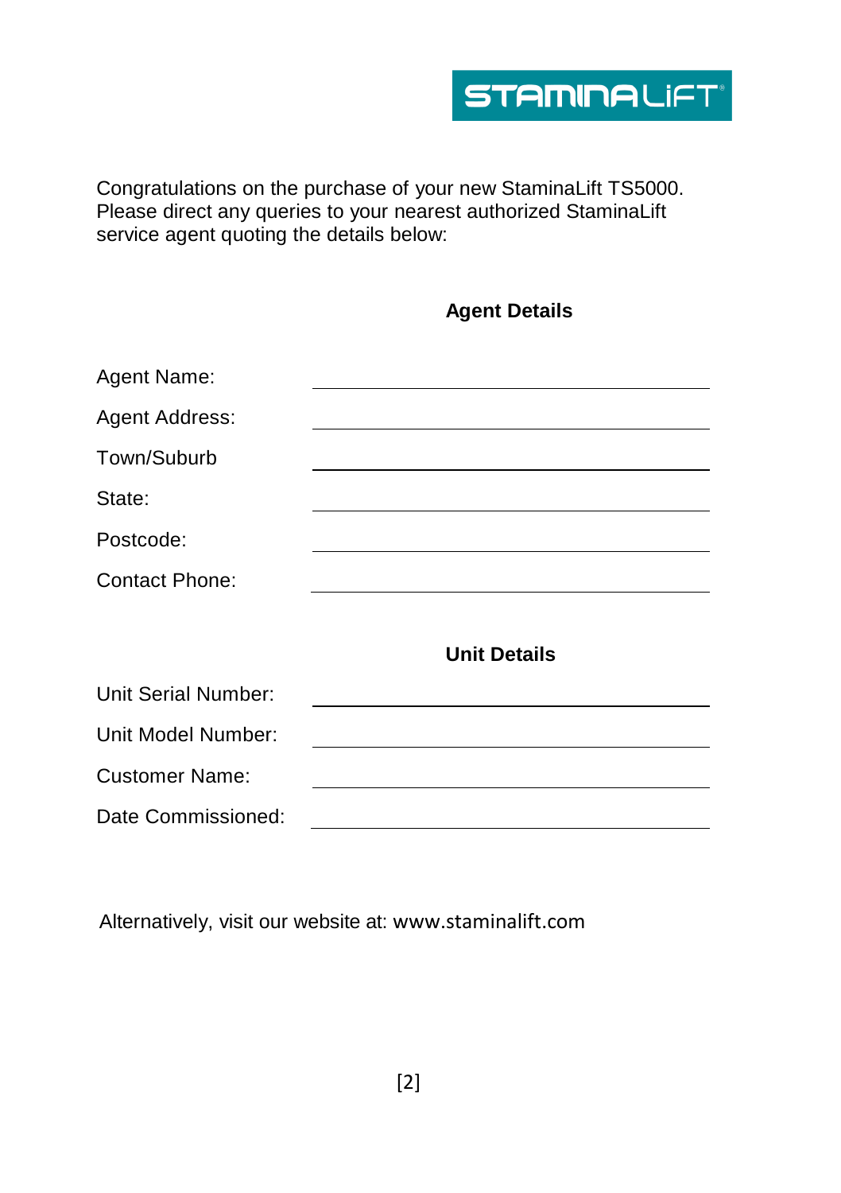STAMINALIFT

Congratulations on the purchase of your new StaminaLift TS5000.
Please direct any queries to your nearest authorized StaminaLift service agent quoting the details below:

**Agent Details**

Agent Name: \_\_\_\_\_\_\_\_\_\_\_\_\_\_\_\_\_\_\_\_\_\_\_\_\_\_\_\_\_\_

Agent Address: \_\_\_\_\_\_\_\_\_\_\_\_\_\_\_\_\_\_\_\_\_\_\_\_\_\_\_\_\_\_

Town/Suburb \_\_\_\_\_\_\_\_\_\_\_\_\_\_\_\_\_\_\_\_\_\_\_\_\_\_\_\_\_\_

State: \_\_\_\_\_\_\_\_\_\_\_\_\_\_\_\_\_\_\_\_\_\_\_\_\_\_\_\_\_\_

Postcode: \_\_\_\_\_\_\_\_\_\_\_\_\_\_\_\_\_\_\_\_\_\_\_\_\_\_\_\_\_\_

Contact Phone: \_\_\_\_\_\_\_\_\_\_\_\_\_\_\_\_\_\_\_\_\_\_\_\_\_\_\_\_\_\_

**Unit Details**

Unit Serial Number: \_\_\_\_\_\_\_\_\_\_\_\_\_\_\_\_\_\_\_\_\_\_\_\_\_\_\_\_\_\_

Unit Model Number: \_\_\_\_\_\_\_\_\_\_\_\_\_\_\_\_\_\_\_\_\_\_\_\_\_\_\_\_\_\_

Customer Name: \_\_\_\_\_\_\_\_\_\_\_\_\_\_\_\_\_\_\_\_\_\_\_\_\_\_\_\_\_\_

Date Commissioned: \_\_\_\_\_\_\_\_\_\_\_\_\_\_\_\_\_\_\_\_\_\_\_\_\_\_\_\_\_\_

Alternatively, visit our website at: www.staminalift.com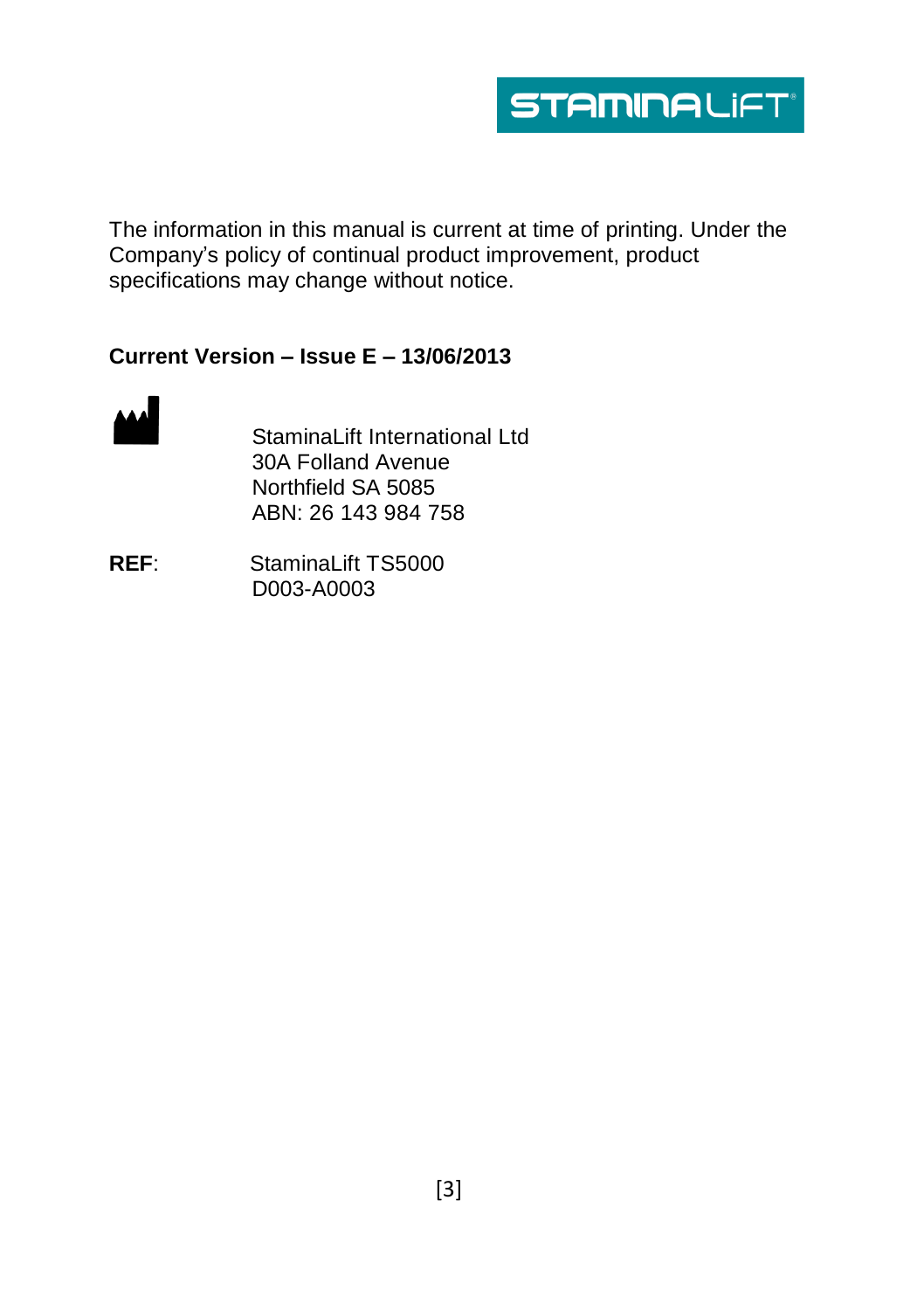The information in this manual is current at time of printing. Under the Company's policy of continual product improvement, product specifications may change without notice.

**Current Version – Issue E – 13/06/2013**

StaminaLift International Ltd
30A Folland Avenue
Northfield SA 5085
ABN: 26 143 984 758

**REF**: StaminaLift TS5000
D003-A0003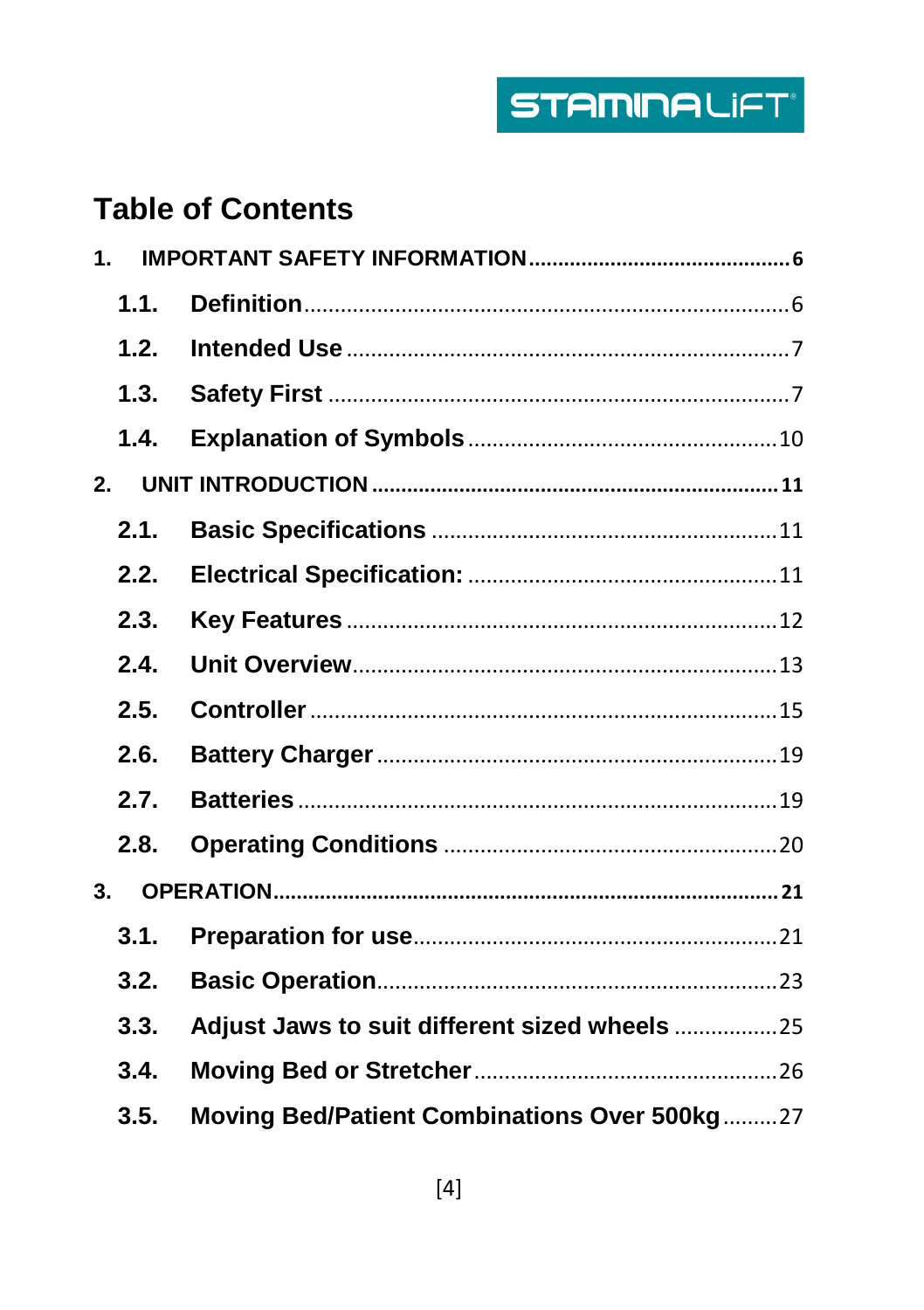# Table of Contents

**1. IMPORTANT SAFETY INFORMATION ............................................. 6**

- **1.1. Definition** ............................................................................ 6
- **1.2. Intended Use** ....................................................................... 7
- **1.3. Safety First** .......................................................................... 7
- **1.4. Explanation of Symbols** ..................................................... 10

**2. UNIT INTRODUCTION ...................................................................... 11**

- **2.1. Basic Specifications** ........................................................... 11
- **2.2. Electrical Specification:** ..................................................... 11
- **2.3. Key Features** ....................................................................... 12
- **2.4. Unit Overview** ..................................................................... 13
- **2.5. Controller** ............................................................................ 15
- **2.6. Battery Charger** .................................................................. 19
- **2.7. Batteries** ............................................................................. 19
- **2.8. Operating Conditions** ........................................................ 20

**3. OPERATION ........................................................................................ 21**

- **3.1. Preparation for use** ............................................................. 21
- **3.2. Basic Operation** .................................................................. 23
- **3.3. Adjust Jaws to suit different sized wheels** ....................... 25
- **3.4. Moving Bed or Stretcher** .................................................... 26
- **3.5. Moving Bed/Patient Combinations Over 500kg** ................. 27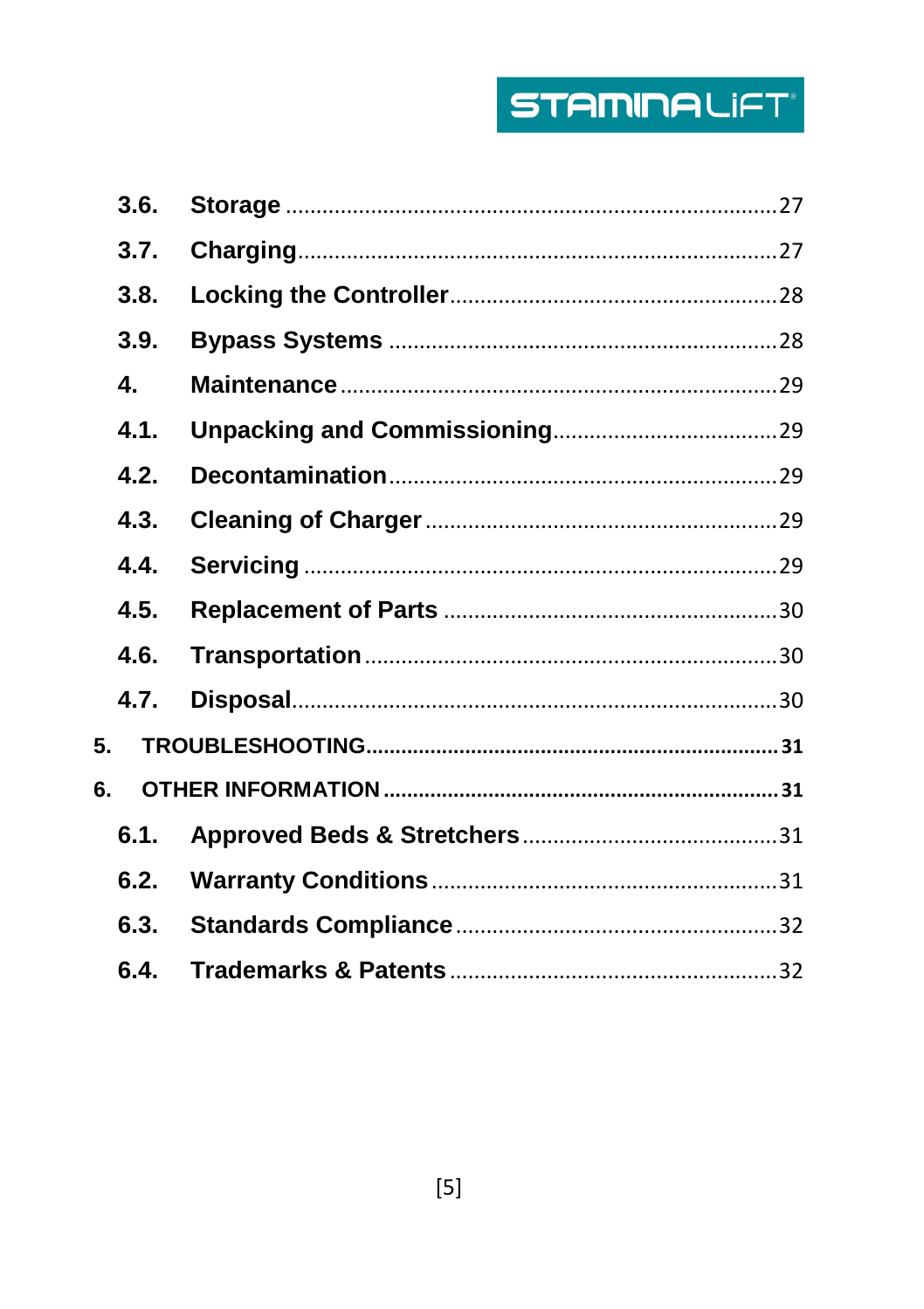| | | |
|---|---|---|
| 3.6. | Storage | 27 |
| 3.7. | Charging | 27 |
| 3.8. | Locking the Controller | 28 |
| 3.9. | Bypass Systems | 28 |
| 4. | Maintenance | 29 |
| 4.1. | Unpacking and Commissioning | 29 |
| 4.2. | Decontamination | 29 |
| 4.3. | Cleaning of Charger | 29 |
| 4.4. | Servicing | 29 |
| 4.5. | Replacement of Parts | 30 |
| 4.6. | Transportation | 30 |
| 4.7. | Disposal | 30 |
| **5.** | **TROUBLESHOOTING** | **31** |
| **6.** | **OTHER INFORMATION** | **31** |
| 6.1. | Approved Beds & Stretchers | 31 |
| 6.2. | Warranty Conditions | 31 |
| 6.3. | Standards Compliance | 32 |
| 6.4. | Trademarks & Patents | 32 |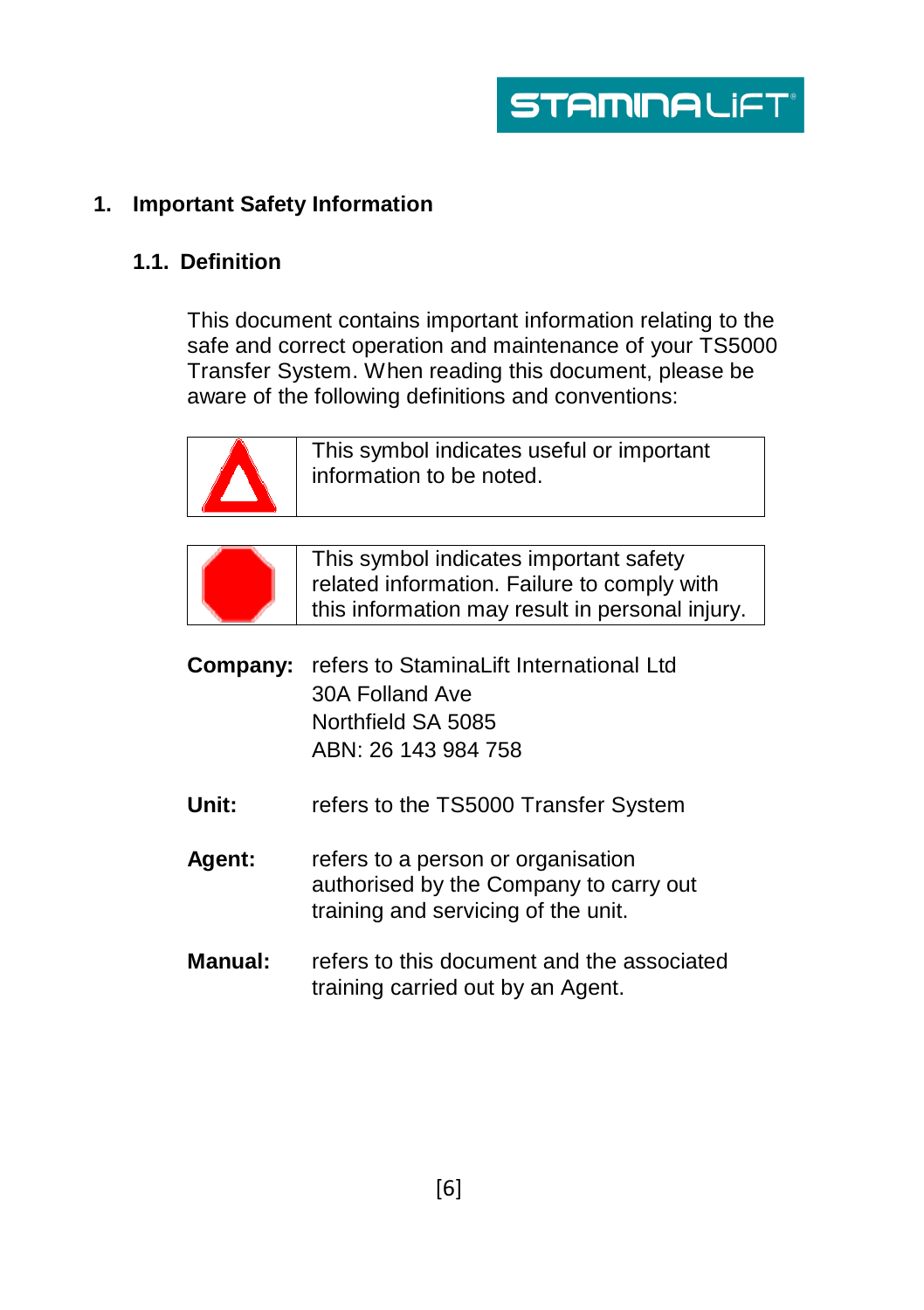# 1. Important Safety Information

## 1.1. Definition

This document contains important information relating to the safe and correct operation and maintenance of your TS5000 Transfer System. When reading this document, please be aware of the following definitions and conventions:

| | |
|---|---|
| | This symbol indicates useful or important information to be noted. |

| | |
|---|---|
| | This symbol indicates important safety related information. Failure to comply with this information may result in personal injury. |

**Company:** refers to StaminaLift International Ltd
30A Folland Ave
Northfield SA 5085
ABN: 26 143 984 758

**Unit:** refers to the TS5000 Transfer System

**Agent:** refers to a person or organisation authorised by the Company to carry out training and servicing of the unit.

**Manual:** refers to this document and the associated training carried out by an Agent.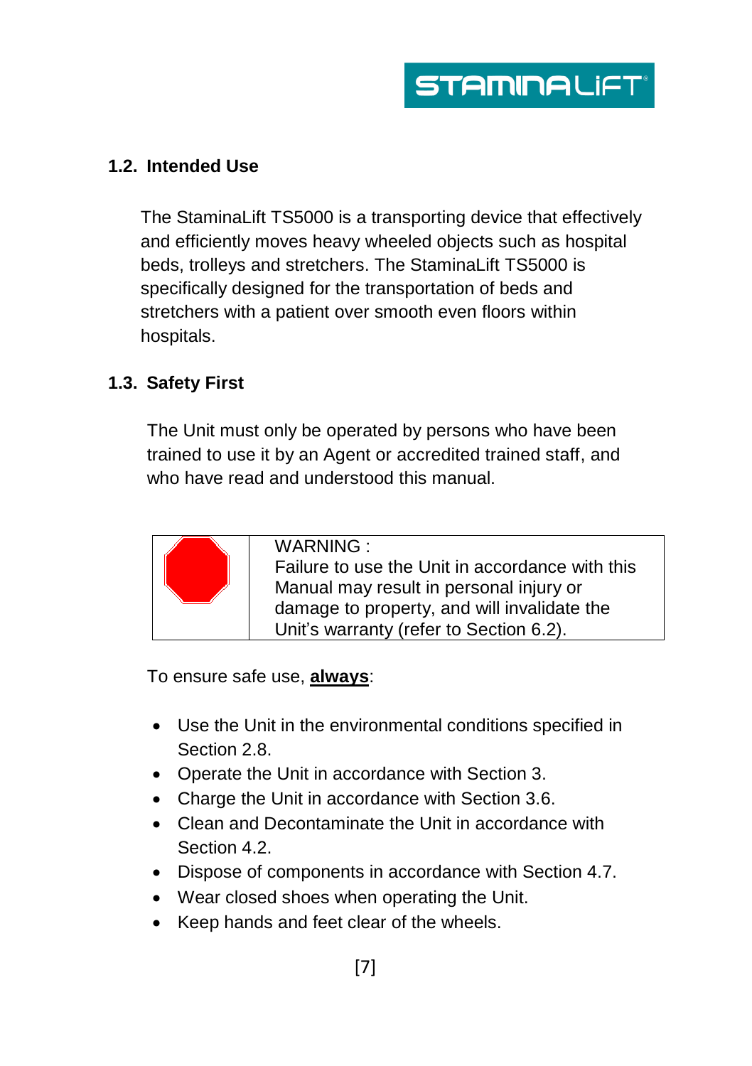## 1.2. Intended Use

The StaminaLift TS5000 is a transporting device that effectively and efficiently moves heavy wheeled objects such as hospital beds, trolleys and stretchers. The StaminaLift TS5000 is specifically designed for the transportation of beds and stretchers with a patient over smooth even floors within hospitals.

## 1.3. Safety First

The Unit must only be operated by persons who have been trained to use it by an Agent or accredited trained staff, and who have read and understood this manual.

| | WARNING :<br>Failure to use the Unit in accordance with this Manual may result in personal injury or damage to property, and will invalidate the Unit's warranty (refer to Section 6.2). |
|---|---|

To ensure safe use, **always**:

- Use the Unit in the environmental conditions specified in Section 2.8.
- Operate the Unit in accordance with Section 3.
- Charge the Unit in accordance with Section 3.6.
- Clean and Decontaminate the Unit in accordance with Section 4.2.
- Dispose of components in accordance with Section 4.7.
- Wear closed shoes when operating the Unit.
- Keep hands and feet clear of the wheels.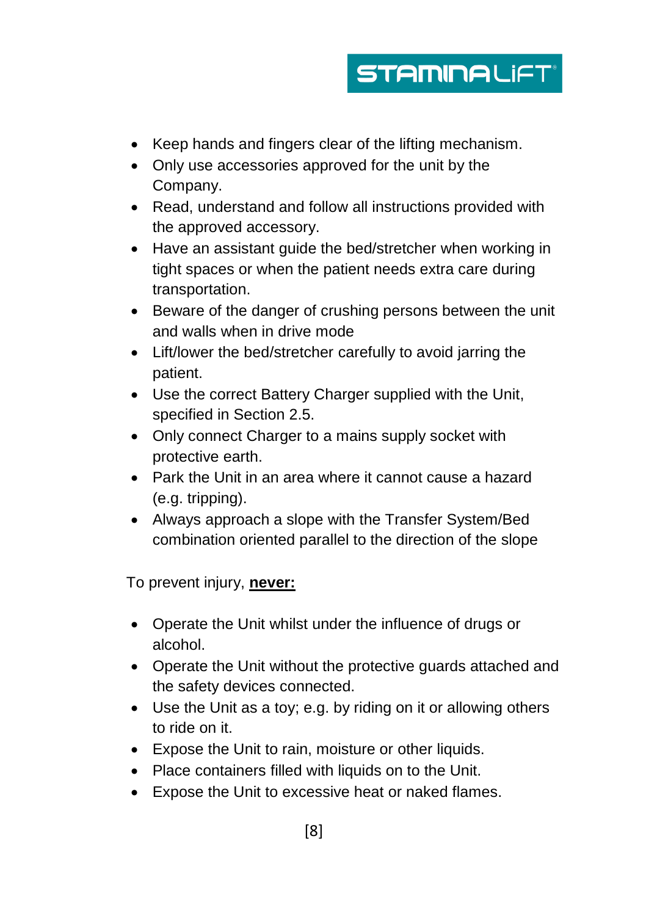- Keep hands and fingers clear of the lifting mechanism.
- Only use accessories approved for the unit by the Company.
- Read, understand and follow all instructions provided with the approved accessory.
- Have an assistant guide the bed/stretcher when working in tight spaces or when the patient needs extra care during transportation.
- Beware of the danger of crushing persons between the unit and walls when in drive mode
- Lift/lower the bed/stretcher carefully to avoid jarring the patient.
- Use the correct Battery Charger supplied with the Unit, specified in Section 2.5.
- Only connect Charger to a mains supply socket with protective earth.
- Park the Unit in an area where it cannot cause a hazard (e.g. tripping).
- Always approach a slope with the Transfer System/Bed combination oriented parallel to the direction of the slope

To prevent injury, **never:**

- Operate the Unit whilst under the influence of drugs or alcohol.
- Operate the Unit without the protective guards attached and the safety devices connected.
- Use the Unit as a toy; e.g. by riding on it or allowing others to ride on it.
- Expose the Unit to rain, moisture or other liquids.
- Place containers filled with liquids on to the Unit.
- Expose the Unit to excessive heat or naked flames.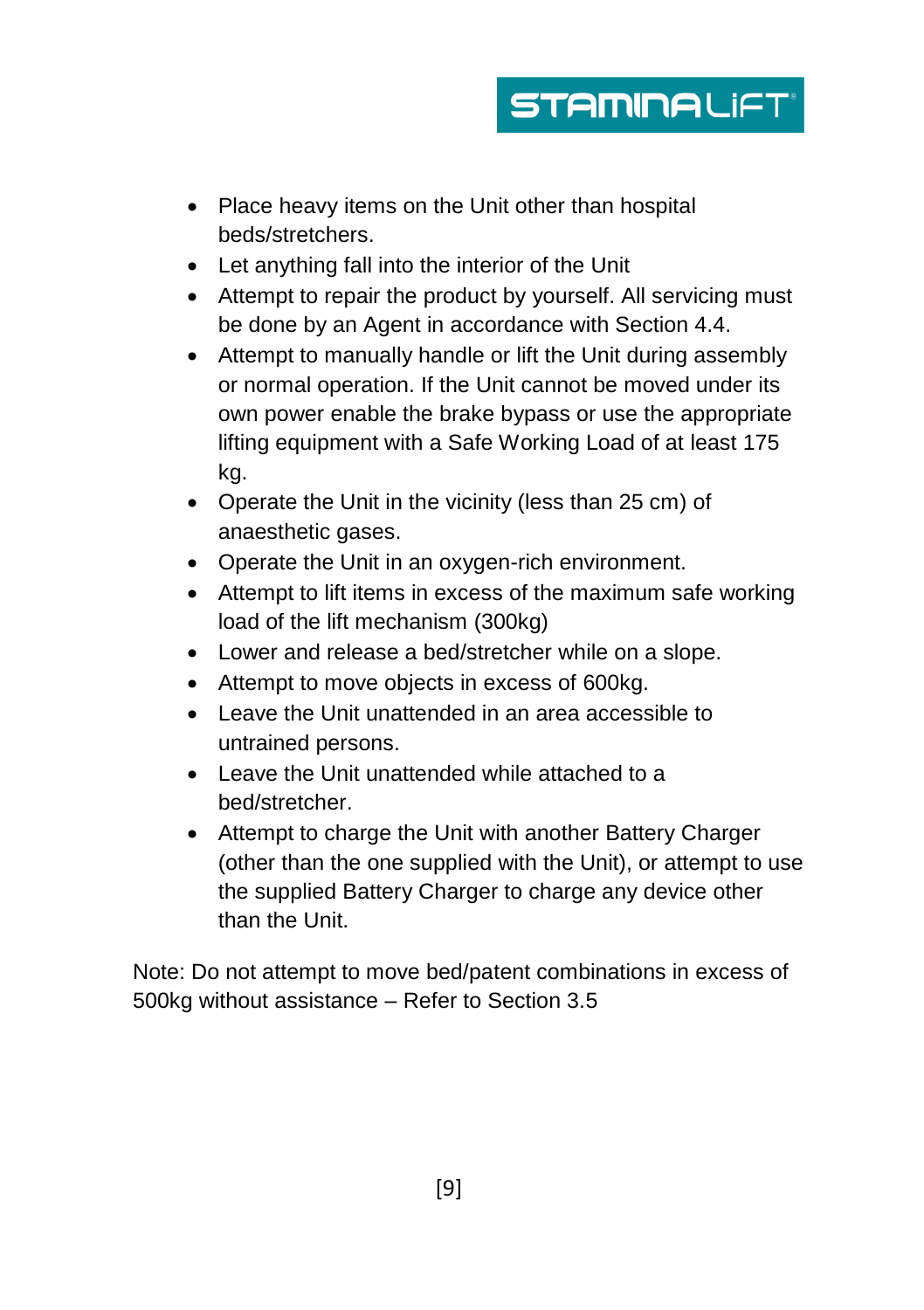- Place heavy items on the Unit other than hospital beds/stretchers.
- Let anything fall into the interior of the Unit
- Attempt to repair the product by yourself. All servicing must be done by an Agent in accordance with Section 4.4.
- Attempt to manually handle or lift the Unit during assembly or normal operation. If the Unit cannot be moved under its own power enable the brake bypass or use the appropriate lifting equipment with a Safe Working Load of at least 175 kg.
- Operate the Unit in the vicinity (less than 25 cm) of anaesthetic gases.
- Operate the Unit in an oxygen-rich environment.
- Attempt to lift items in excess of the maximum safe working load of the lift mechanism (300kg)
- Lower and release a bed/stretcher while on a slope.
- Attempt to move objects in excess of 600kg.
- Leave the Unit unattended in an area accessible to untrained persons.
- Leave the Unit unattended while attached to a bed/stretcher.
- Attempt to charge the Unit with another Battery Charger (other than the one supplied with the Unit), or attempt to use the supplied Battery Charger to charge any device other than the Unit.

Note: Do not attempt to move bed/patent combinations in excess of 500kg without assistance – Refer to Section 3.5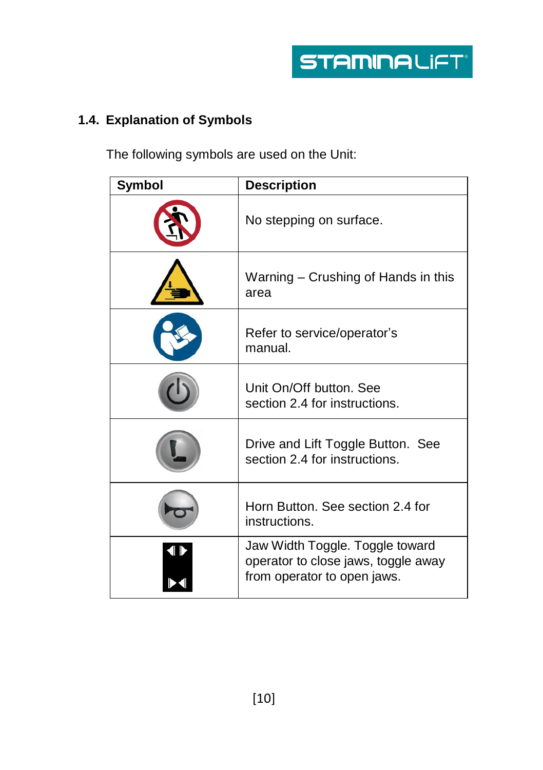## 1.4. Explanation of Symbols

The following symbols are used on the Unit:

| Symbol | Description |
|---|---|
| | No stepping on surface. |
| | Warning – Crushing of Hands in this area |
| | Refer to service/operator's manual. |
| | Unit On/Off button. See section 2.4 for instructions. |
| | Drive and Lift Toggle Button. See section 2.4 for instructions. |
| | Horn Button. See section 2.4 for instructions. |
| | Jaw Width Toggle. Toggle toward operator to close jaws, toggle away from operator to open jaws. |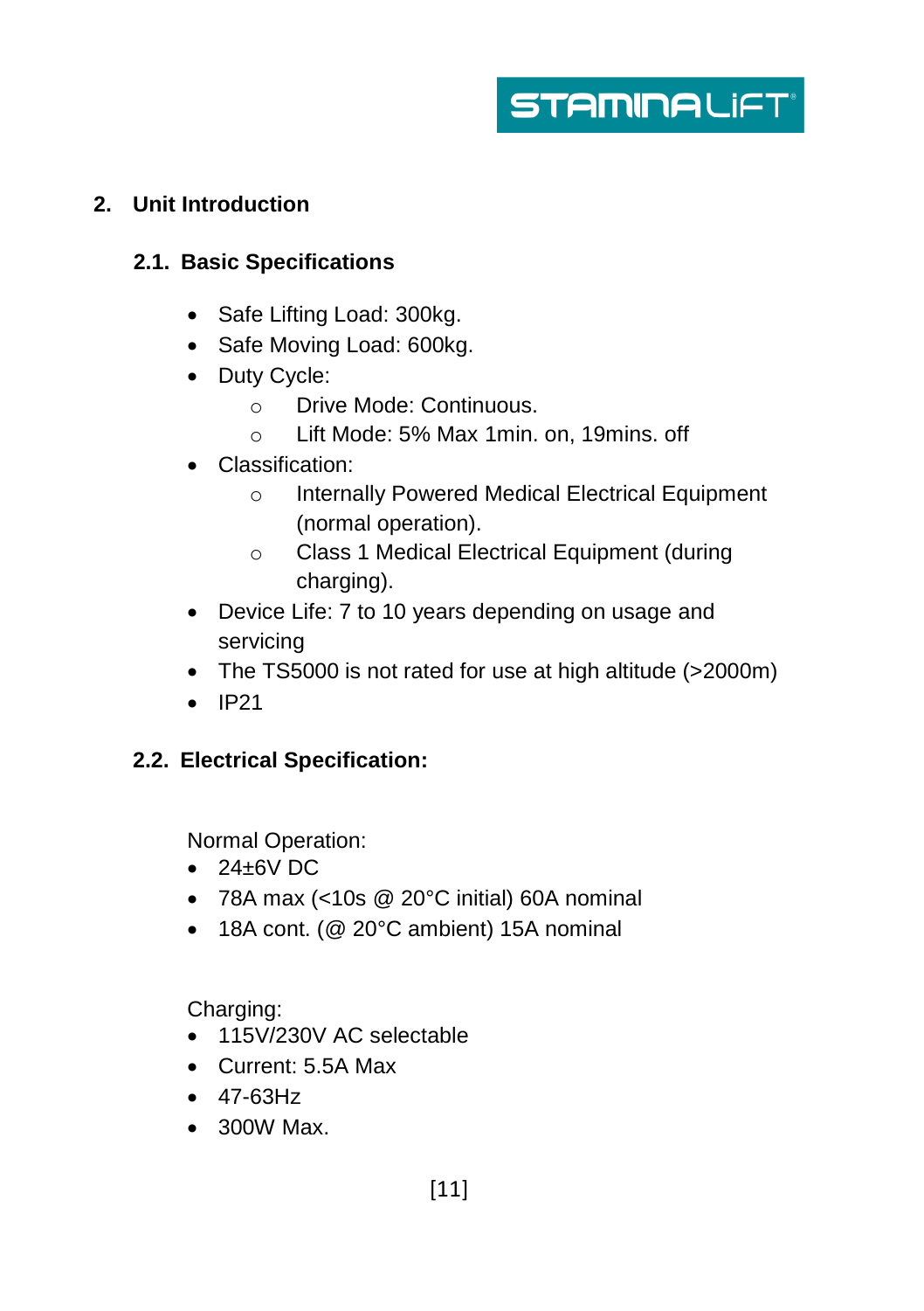## 2. Unit Introduction

### 2.1. Basic Specifications

- Safe Lifting Load: 300kg.
- Safe Moving Load: 600kg.
- Duty Cycle:
    - Drive Mode: Continuous.
    - Lift Mode: 5% Max 1min. on, 19mins. off
- Classification:
    - Internally Powered Medical Electrical Equipment (normal operation).
    - Class 1 Medical Electrical Equipment (during charging).
- Device Life: 7 to 10 years depending on usage and servicing
- The TS5000 is not rated for use at high altitude (>2000m)
- IP21

### 2.2. Electrical Specification:

Normal Operation:

- 24±6V DC
- 78A max (<10s @ 20°C initial) 60A nominal
- 18A cont. (@ 20°C ambient) 15A nominal

Charging:

- 115V/230V AC selectable
- Current: 5.5A Max
- 47-63Hz
- 300W Max.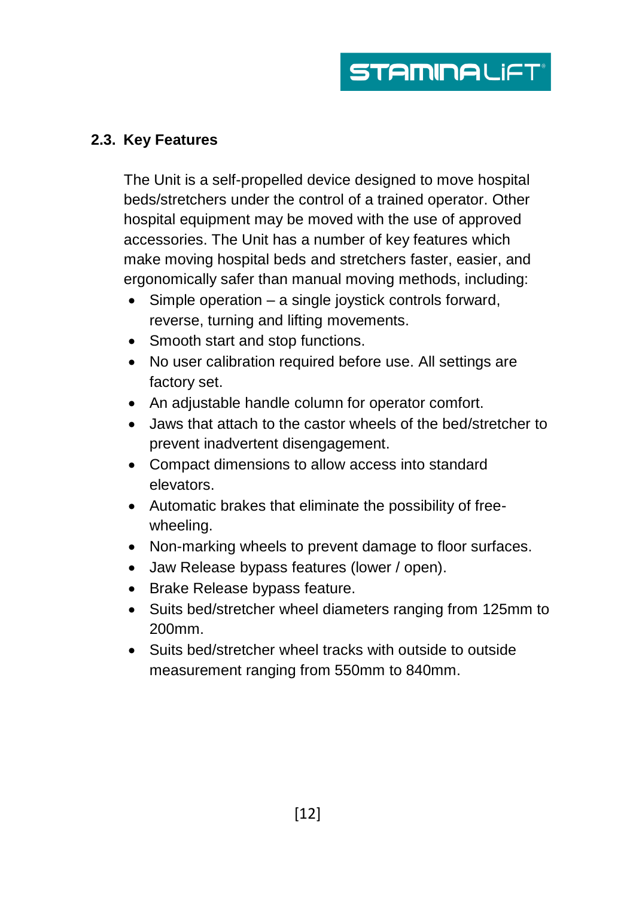## 2.3. Key Features

The Unit is a self-propelled device designed to move hospital beds/stretchers under the control of a trained operator. Other hospital equipment may be moved with the use of approved accessories. The Unit has a number of key features which make moving hospital beds and stretchers faster, easier, and ergonomically safer than manual moving methods, including:

- Simple operation – a single joystick controls forward, reverse, turning and lifting movements.
- Smooth start and stop functions.
- No user calibration required before use. All settings are factory set.
- An adjustable handle column for operator comfort.
- Jaws that attach to the castor wheels of the bed/stretcher to prevent inadvertent disengagement.
- Compact dimensions to allow access into standard elevators.
- Automatic brakes that eliminate the possibility of free-wheeling.
- Non-marking wheels to prevent damage to floor surfaces.
- Jaw Release bypass features (lower / open).
- Brake Release bypass feature.
- Suits bed/stretcher wheel diameters ranging from 125mm to 200mm.
- Suits bed/stretcher wheel tracks with outside to outside measurement ranging from 550mm to 840mm.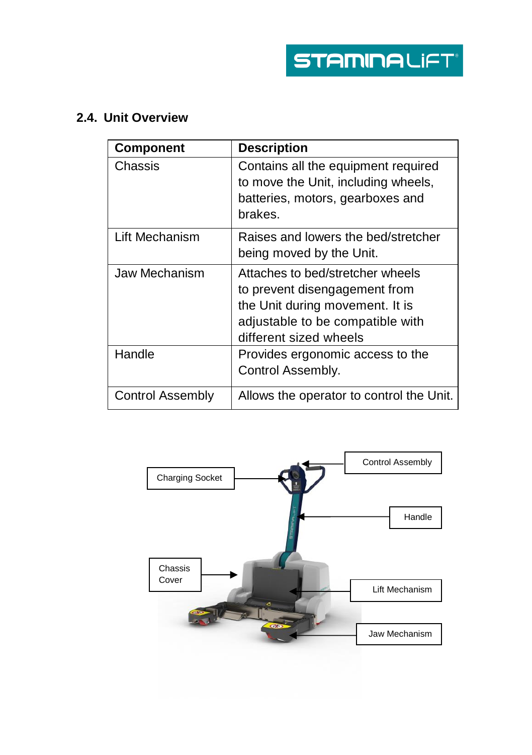## 2.4. Unit Overview

| Component | Description |
|---|---|
| Chassis | Contains all the equipment required to move the Unit, including wheels, batteries, motors, gearboxes and brakes. |
| Lift Mechanism | Raises and lowers the bed/stretcher being moved by the Unit. |
| Jaw Mechanism | Attaches to bed/stretcher wheels to prevent disengagement from the Unit during movement. It is adjustable to be compatible with different sized wheels |
| Handle | Provides ergonomic access to the Control Assembly. |
| Control Assembly | Allows the operator to control the Unit. |

Charging Socket

Control Assembly

Handle

Chassis Cover

Lift Mechanism

Jaw Mechanism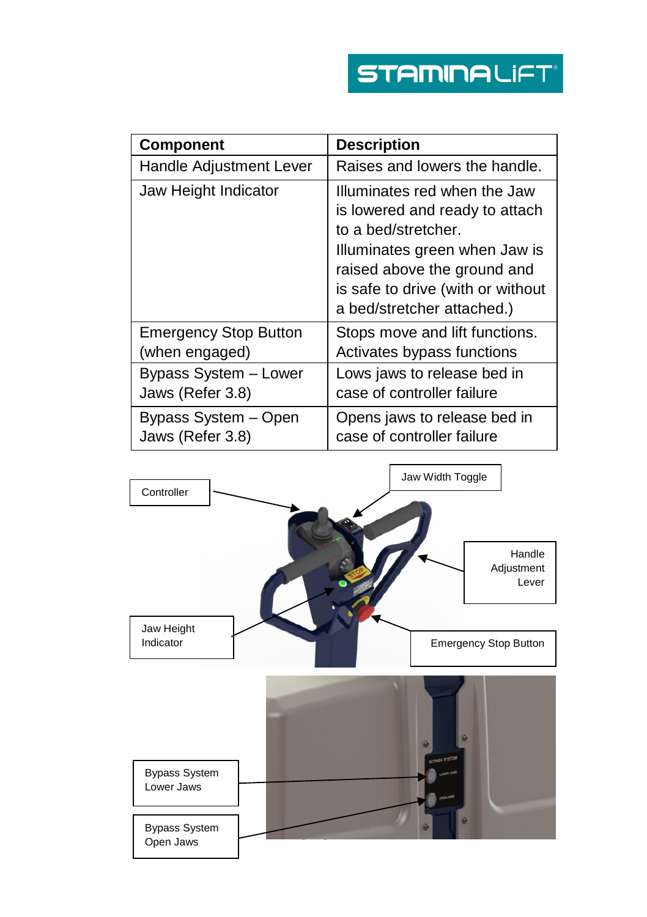| Component | Description |
| --- | --- |
| Handle Adjustment Lever | Raises and lowers the handle. |
| Jaw Height Indicator | Illuminates red when the Jaw is lowered and ready to attach to a bed/stretcher. Illuminates green when Jaw is raised above the ground and is safe to drive (with or without a bed/stretcher attached.) |
| Emergency Stop Button (when engaged) | Stops move and lift functions. Activates bypass functions |
| Bypass System – Lower Jaws (Refer 3.8) | Lows jaws to release bed in case of controller failure |
| Bypass System – Open Jaws (Refer 3.8) | Opens jaws to release bed in case of controller failure |

Controller

Jaw Width Toggle

Handle Adjustment Lever

Jaw Height Indicator

Emergency Stop Button

Bypass System Lower Jaws

Bypass System Open Jaws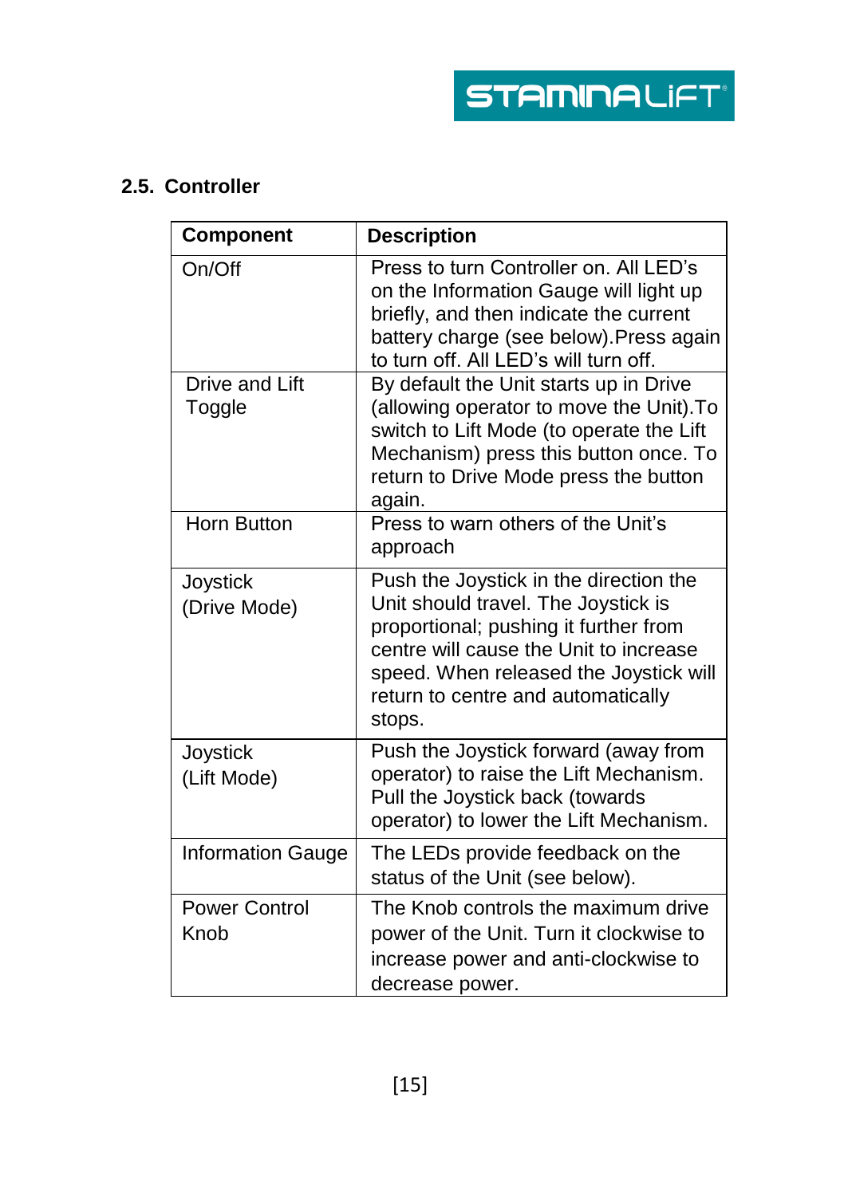## 2.5. Controller

| Component | Description |
|---|---|
| On/Off | Press to turn Controller on. All LED's on the Information Gauge will light up briefly, and then indicate the current battery charge (see below).Press again to turn off. All LED's will turn off. |
| Drive and Lift Toggle | By default the Unit starts up in Drive (allowing operator to move the Unit).To switch to Lift Mode (to operate the Lift Mechanism) press this button once. To return to Drive Mode press the button again. |
| Horn Button | Press to warn others of the Unit's approach |
| Joystick (Drive Mode) | Push the Joystick in the direction the Unit should travel. The Joystick is proportional; pushing it further from centre will cause the Unit to increase speed. When released the Joystick will return to centre and automatically stops. |
| Joystick (Lift Mode) | Push the Joystick forward (away from operator) to raise the Lift Mechanism. Pull the Joystick back (towards operator) to lower the Lift Mechanism. |
| Information Gauge | The LEDs provide feedback on the status of the Unit (see below). |
| Power Control Knob | The Knob controls the maximum drive power of the Unit. Turn it clockwise to increase power and anti-clockwise to decrease power. |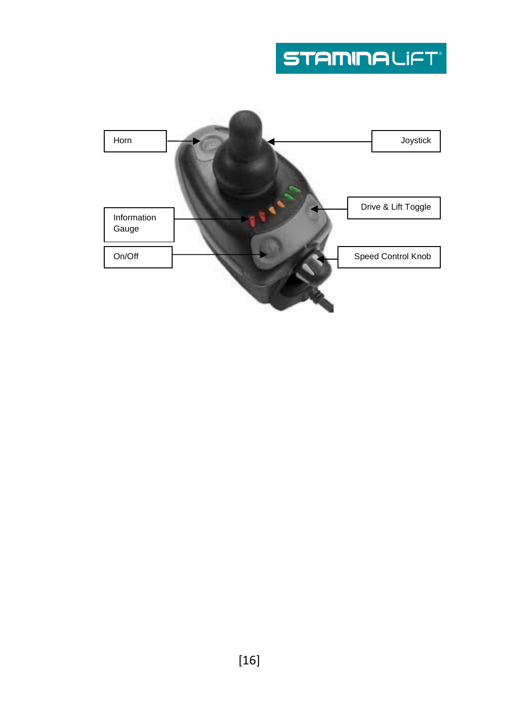Horn

Joystick

Drive & Lift Toggle

Information Gauge

On/Off

Speed Control Knob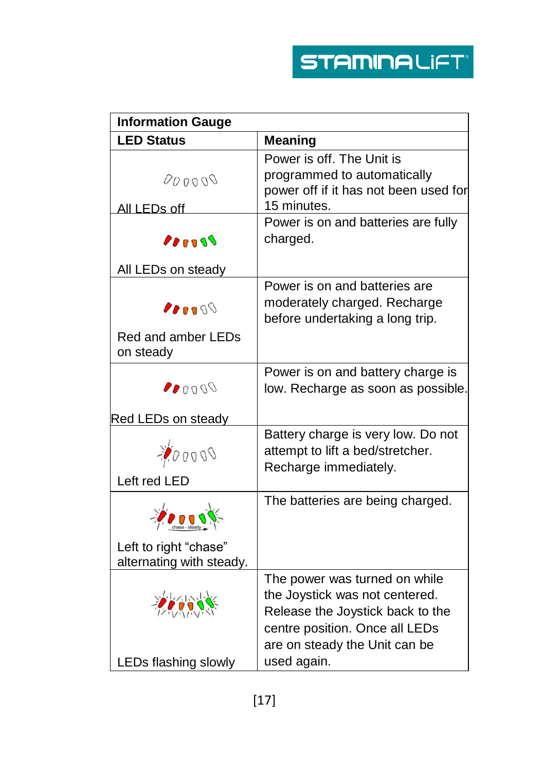| Information Gauge | |
|---|---|
| **LED Status** | **Meaning** |
| All LEDs off | Power is off. The Unit is programmed to automatically power off if it has not been used for 15 minutes. |
| All LEDs on steady | Power is on and batteries are fully charged. |
| Red and amber LEDs on steady | Power is on and batteries are moderately charged. Recharge before undertaking a long trip. |
| Red LEDs on steady | Power is on and battery charge is low. Recharge as soon as possible. |
| Left red LED | Battery charge is very low. Do not attempt to lift a bed/stretcher. Recharge immediately. |
| Left to right "chase" alternating with steady. | The batteries are being charged. |
| LEDs flashing slowly | The power was turned on while the Joystick was not centered. Release the Joystick back to the centre position. Once all LEDs are on steady the Unit can be used again. |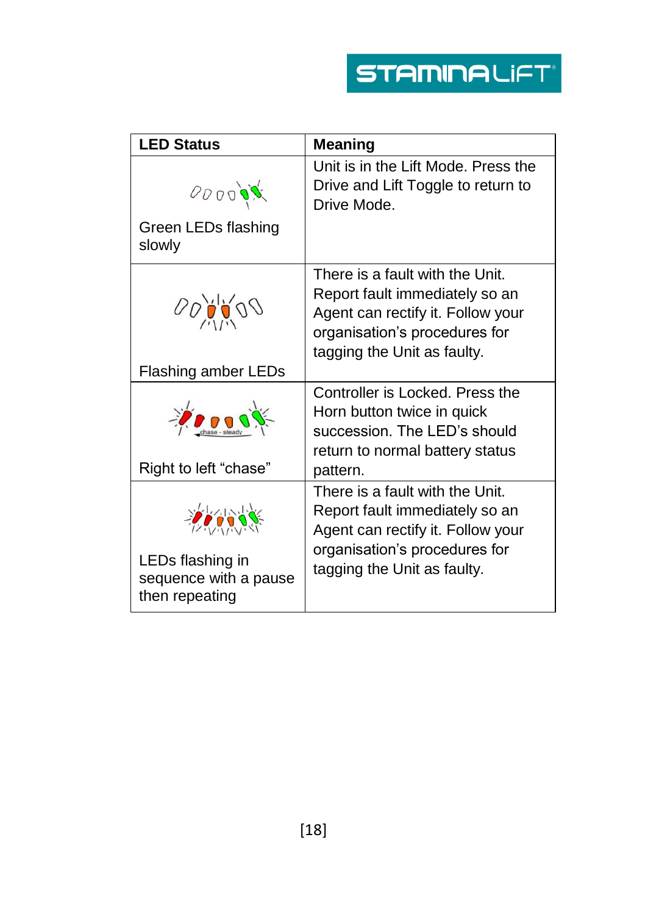| LED Status | Meaning |
| --- | --- |
| Green LEDs flashing slowly | Unit is in the Lift Mode. Press the Drive and Lift Toggle to return to Drive Mode. |
| Flashing amber LEDs | There is a fault with the Unit. Report fault immediately so an Agent can rectify it. Follow your organisation's procedures for tagging the Unit as faulty. |
| chase - steady<br>Right to left "chase" | Controller is Locked. Press the Horn button twice in quick succession. The LED's should return to normal battery status pattern. |
| LEDs flashing in sequence with a pause then repeating | There is a fault with the Unit. Report fault immediately so an Agent can rectify it. Follow your organisation's procedures for tagging the Unit as faulty. |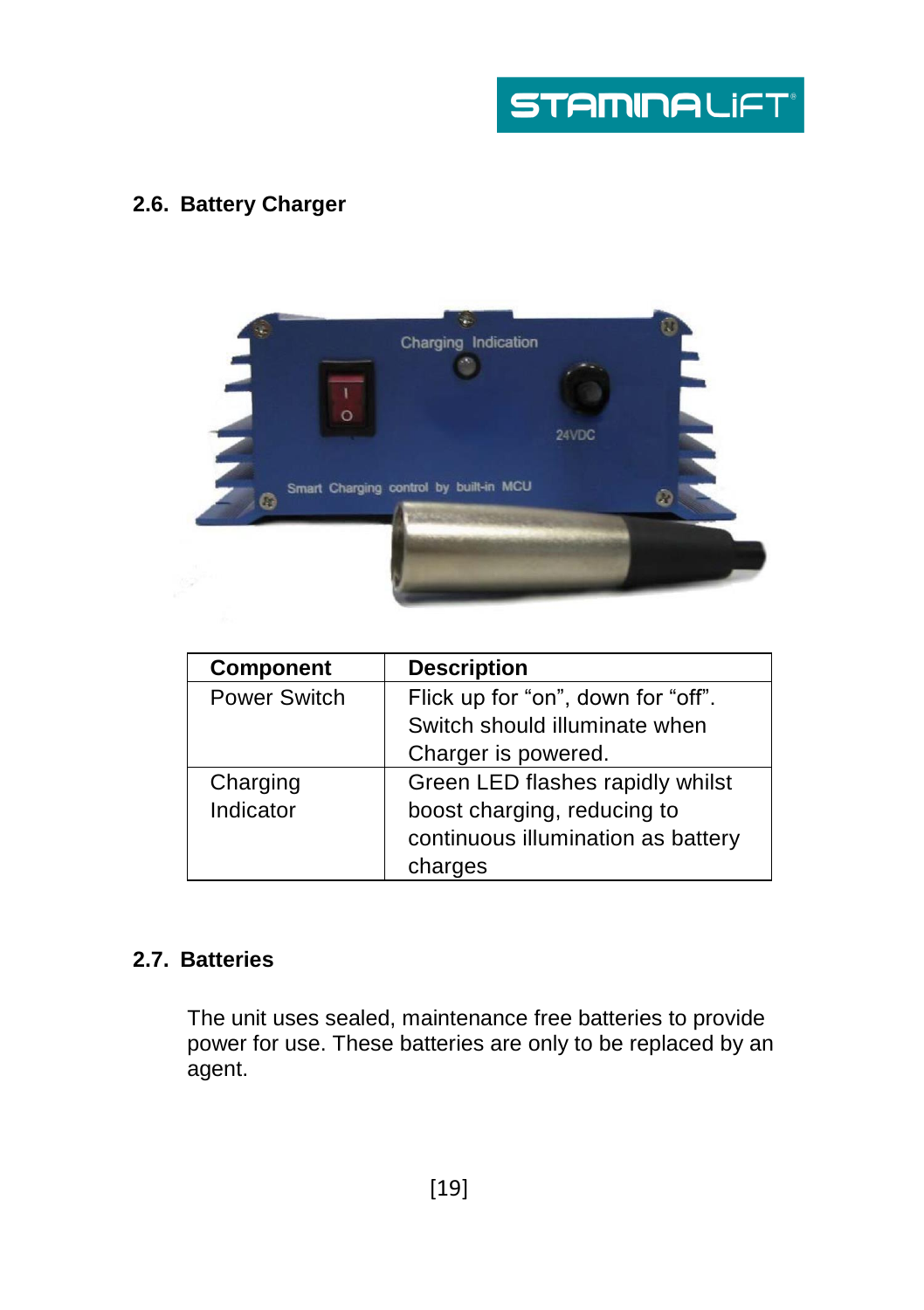## 2.6. Battery Charger

| Component | Description |
|---|---|
| Power Switch | Flick up for “on”, down for “off”. Switch should illuminate when Charger is powered. |
| Charging Indicator | Green LED flashes rapidly whilst boost charging, reducing to continuous illumination as battery charges |

## 2.7. Batteries

The unit uses sealed, maintenance free batteries to provide power for use. These batteries are only to be replaced by an agent.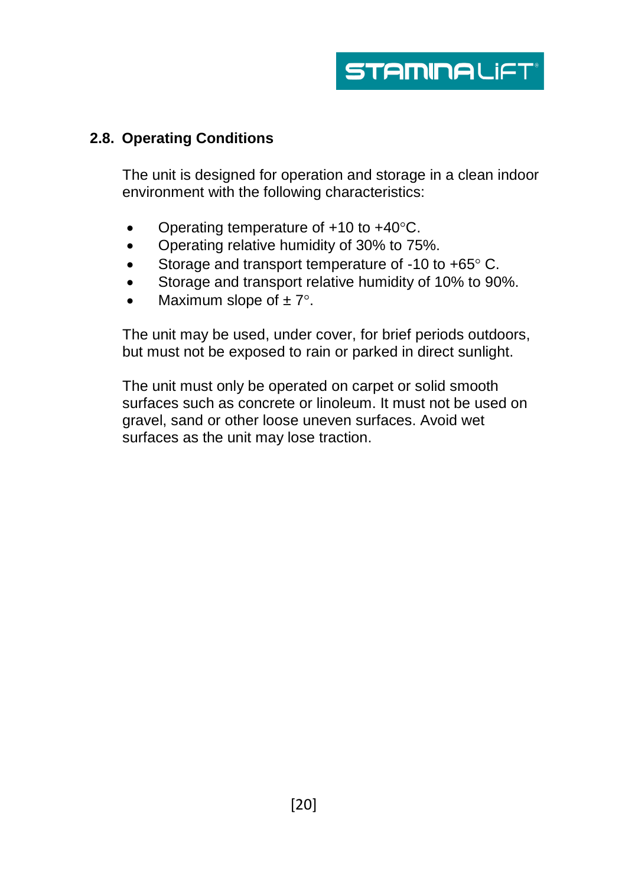## 2.8. Operating Conditions

The unit is designed for operation and storage in a clean indoor environment with the following characteristics:

- Operating temperature of +10 to +40°C.
- Operating relative humidity of 30% to 75%.
- Storage and transport temperature of -10 to +65° C.
- Storage and transport relative humidity of 10% to 90%.
- Maximum slope of ± 7°.

The unit may be used, under cover, for brief periods outdoors, but must not be exposed to rain or parked in direct sunlight.

The unit must only be operated on carpet or solid smooth surfaces such as concrete or linoleum. It must not be used on gravel, sand or other loose uneven surfaces. Avoid wet surfaces as the unit may lose traction.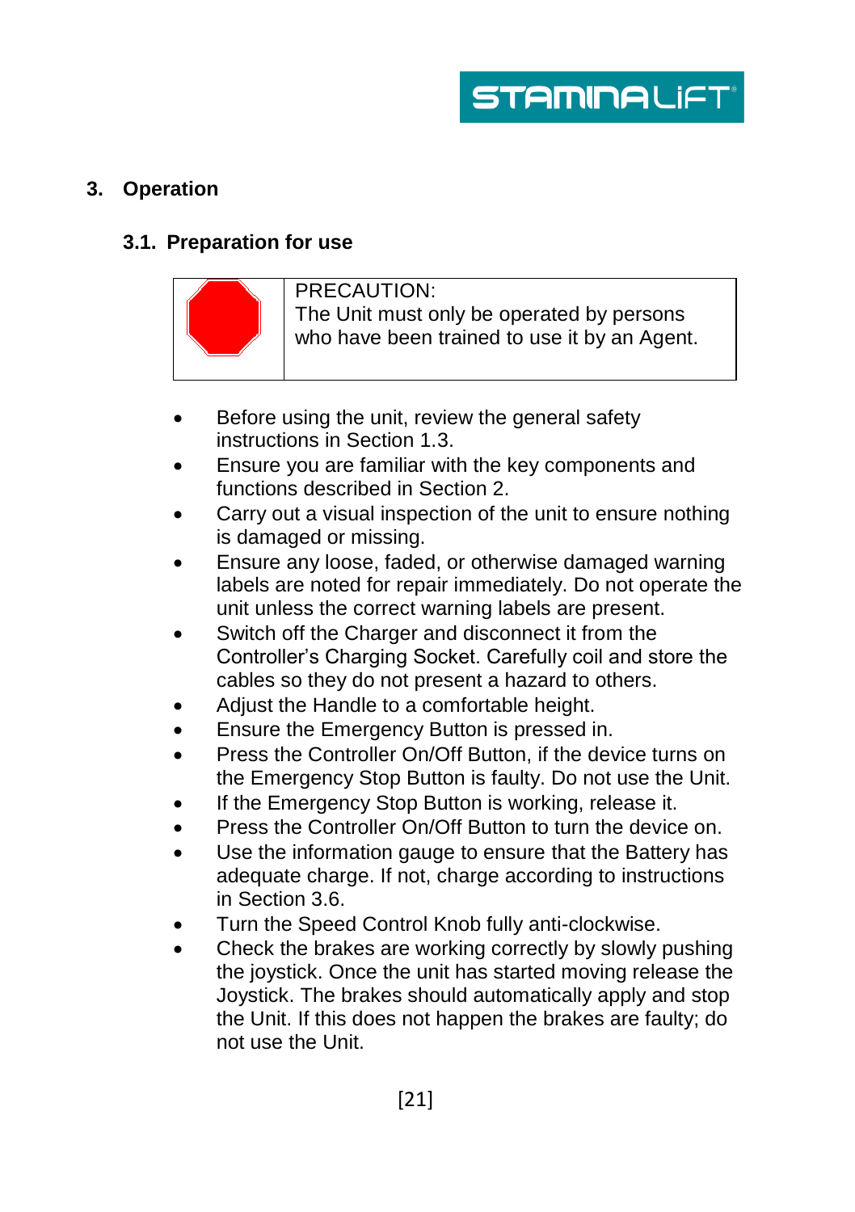## 3. Operation

### 3.1. Preparation for use

| | PRECAUTION: The Unit must only be operated by persons who have been trained to use it by an Agent. |
|---|---|

- Before using the unit, review the general safety instructions in Section 1.3.
- Ensure you are familiar with the key components and functions described in Section 2.
- Carry out a visual inspection of the unit to ensure nothing is damaged or missing.
- Ensure any loose, faded, or otherwise damaged warning labels are noted for repair immediately. Do not operate the unit unless the correct warning labels are present.
- Switch off the Charger and disconnect it from the Controller's Charging Socket. Carefully coil and store the cables so they do not present a hazard to others.
- Adjust the Handle to a comfortable height.
- Ensure the Emergency Button is pressed in.
- Press the Controller On/Off Button, if the device turns on the Emergency Stop Button is faulty. Do not use the Unit.
- If the Emergency Stop Button is working, release it.
- Press the Controller On/Off Button to turn the device on.
- Use the information gauge to ensure that the Battery has adequate charge. If not, charge according to instructions in Section 3.6.
- Turn the Speed Control Knob fully anti-clockwise.
- Check the brakes are working correctly by slowly pushing the joystick. Once the unit has started moving release the Joystick. The brakes should automatically apply and stop the Unit. If this does not happen the brakes are faulty; do not use the Unit.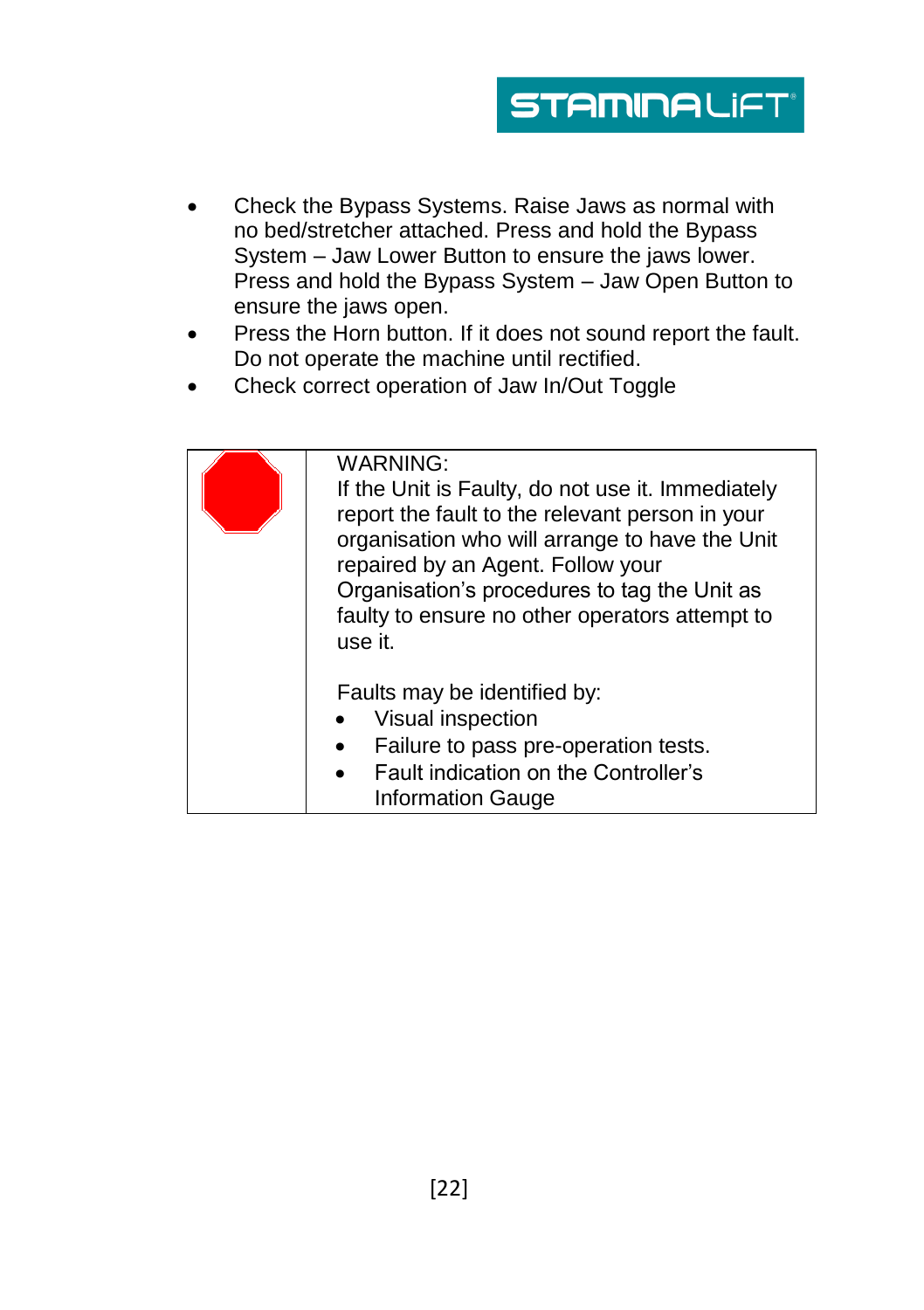- Check the Bypass Systems. Raise Jaws as normal with no bed/stretcher attached. Press and hold the Bypass System – Jaw Lower Button to ensure the jaws lower. Press and hold the Bypass System – Jaw Open Button to ensure the jaws open.
- Press the Horn button. If it does not sound report the fault. Do not operate the machine until rectified.
- Check correct operation of Jaw In/Out Toggle

| | |
|---|---|
| | WARNING:<br>If the Unit is Faulty, do not use it. Immediately report the fault to the relevant person in your organisation who will arrange to have the Unit repaired by an Agent. Follow your Organisation's procedures to tag the Unit as faulty to ensure no other operators attempt to use it.<br><br>Faults may be identified by:<br>• Visual inspection<br>• Failure to pass pre-operation tests.<br>• Fault indication on the Controller's Information Gauge |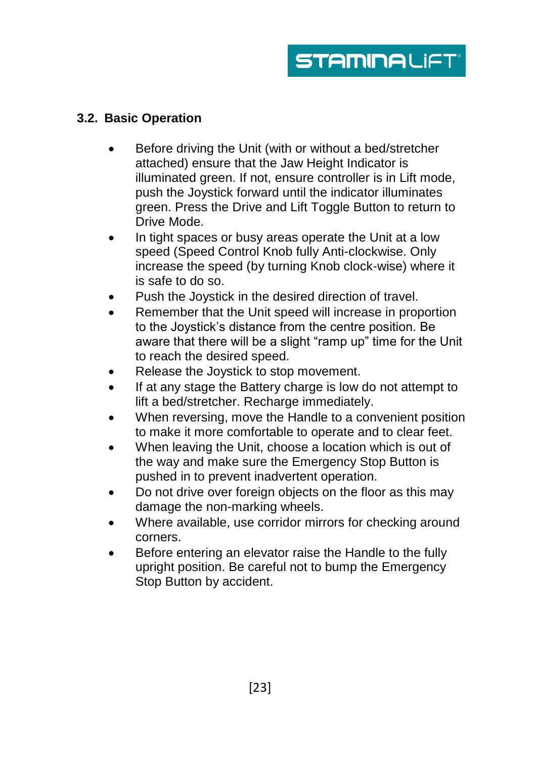## 3.2. Basic Operation

- Before driving the Unit (with or without a bed/stretcher attached) ensure that the Jaw Height Indicator is illuminated green. If not, ensure controller is in Lift mode, push the Joystick forward until the indicator illuminates green. Press the Drive and Lift Toggle Button to return to Drive Mode.
- In tight spaces or busy areas operate the Unit at a low speed (Speed Control Knob fully Anti-clockwise. Only increase the speed (by turning Knob clock-wise) where it is safe to do so.
- Push the Joystick in the desired direction of travel.
- Remember that the Unit speed will increase in proportion to the Joystick's distance from the centre position. Be aware that there will be a slight "ramp up" time for the Unit to reach the desired speed.
- Release the Joystick to stop movement.
- If at any stage the Battery charge is low do not attempt to lift a bed/stretcher. Recharge immediately.
- When reversing, move the Handle to a convenient position to make it more comfortable to operate and to clear feet.
- When leaving the Unit, choose a location which is out of the way and make sure the Emergency Stop Button is pushed in to prevent inadvertent operation.
- Do not drive over foreign objects on the floor as this may damage the non-marking wheels.
- Where available, use corridor mirrors for checking around corners.
- Before entering an elevator raise the Handle to the fully upright position. Be careful not to bump the Emergency Stop Button by accident.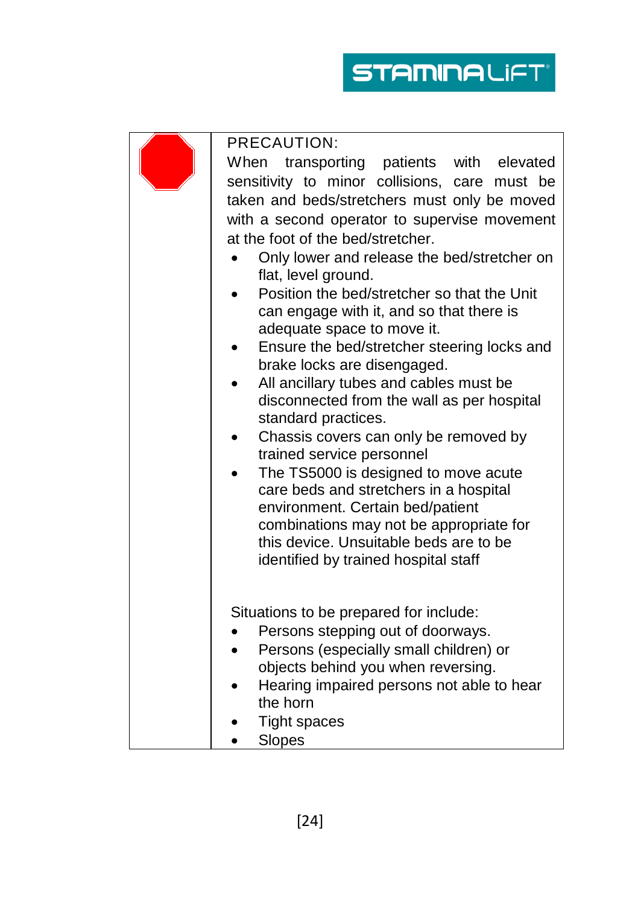PRECAUTION:

When transporting patients with elevated sensitivity to minor collisions, care must be taken and beds/stretchers must only be moved with a second operator to supervise movement at the foot of the bed/stretcher.

- Only lower and release the bed/stretcher on flat, level ground.
- Position the bed/stretcher so that the Unit can engage with it, and so that there is adequate space to move it.
- Ensure the bed/stretcher steering locks and brake locks are disengaged.
- All ancillary tubes and cables must be disconnected from the wall as per hospital standard practices.
- Chassis covers can only be removed by trained service personnel
- The TS5000 is designed to move acute care beds and stretchers in a hospital environment. Certain bed/patient combinations may not be appropriate for this device. Unsuitable beds are to be identified by trained hospital staff

Situations to be prepared for include:

- Persons stepping out of doorways.
- Persons (especially small children) or objects behind you when reversing.
- Hearing impaired persons not able to hear the horn
- Tight spaces
- Slopes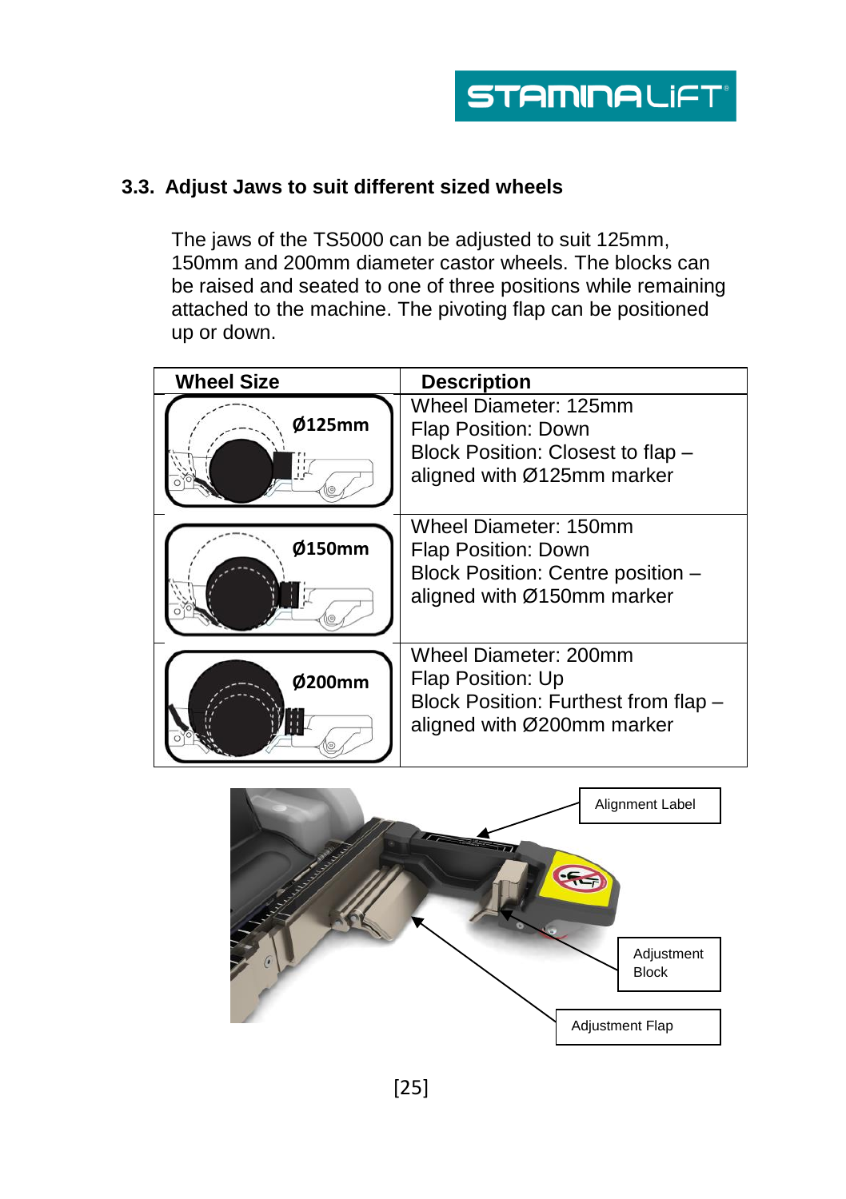### 3.3. Adjust Jaws to suit different sized wheels

The jaws of the TS5000 can be adjusted to suit 125mm, 150mm and 200mm diameter castor wheels. The blocks can be raised and seated to one of three positions while remaining attached to the machine. The pivoting flap can be positioned up or down.

| Wheel Size | Description |
|---|---|
| Ø125mm | Wheel Diameter: 125mm<br>Flap Position: Down<br>Block Position: Closest to flap – aligned with Ø125mm marker |
| Ø150mm | Wheel Diameter: 150mm<br>Flap Position: Down<br>Block Position: Centre position – aligned with Ø150mm marker |
| Ø200mm | Wheel Diameter: 200mm<br>Flap Position: Up<br>Block Position: Furthest from flap – aligned with Ø200mm marker |

Alignment Label

Adjustment Block

Adjustment Flap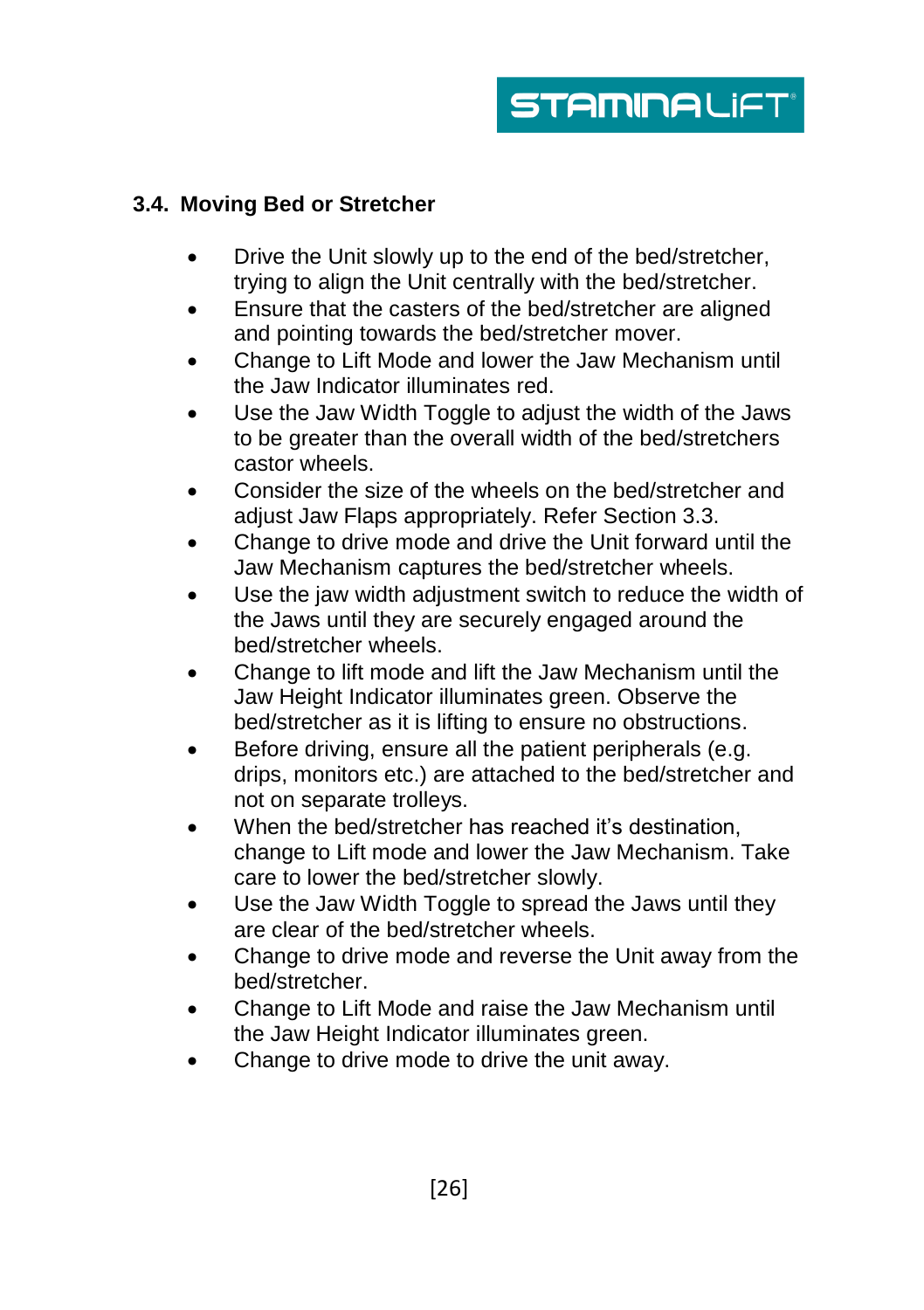### 3.4. Moving Bed or Stretcher

- Drive the Unit slowly up to the end of the bed/stretcher, trying to align the Unit centrally with the bed/stretcher.
- Ensure that the casters of the bed/stretcher are aligned and pointing towards the bed/stretcher mover.
- Change to Lift Mode and lower the Jaw Mechanism until the Jaw Indicator illuminates red.
- Use the Jaw Width Toggle to adjust the width of the Jaws to be greater than the overall width of the bed/stretchers castor wheels.
- Consider the size of the wheels on the bed/stretcher and adjust Jaw Flaps appropriately. Refer Section 3.3.
- Change to drive mode and drive the Unit forward until the Jaw Mechanism captures the bed/stretcher wheels.
- Use the jaw width adjustment switch to reduce the width of the Jaws until they are securely engaged around the bed/stretcher wheels.
- Change to lift mode and lift the Jaw Mechanism until the Jaw Height Indicator illuminates green. Observe the bed/stretcher as it is lifting to ensure no obstructions.
- Before driving, ensure all the patient peripherals (e.g. drips, monitors etc.) are attached to the bed/stretcher and not on separate trolleys.
- When the bed/stretcher has reached it's destination, change to Lift mode and lower the Jaw Mechanism. Take care to lower the bed/stretcher slowly.
- Use the Jaw Width Toggle to spread the Jaws until they are clear of the bed/stretcher wheels.
- Change to drive mode and reverse the Unit away from the bed/stretcher.
- Change to Lift Mode and raise the Jaw Mechanism until the Jaw Height Indicator illuminates green.
- Change to drive mode to drive the unit away.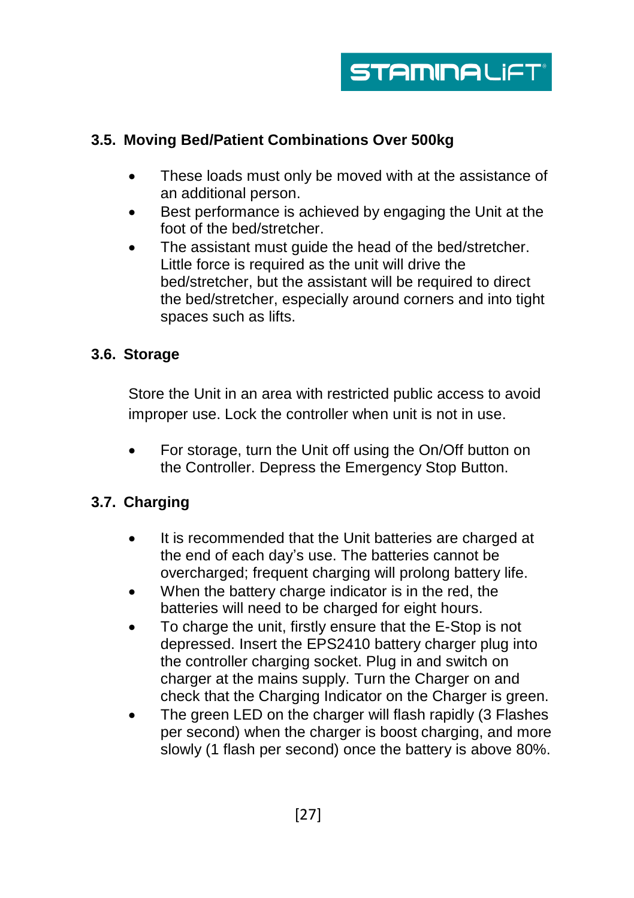## 3.5. Moving Bed/Patient Combinations Over 500kg

- These loads must only be moved with at the assistance of an additional person.
- Best performance is achieved by engaging the Unit at the foot of the bed/stretcher.
- The assistant must guide the head of the bed/stretcher. Little force is required as the unit will drive the bed/stretcher, but the assistant will be required to direct the bed/stretcher, especially around corners and into tight spaces such as lifts.

## 3.6. Storage

Store the Unit in an area with restricted public access to avoid improper use. Lock the controller when unit is not in use.

- For storage, turn the Unit off using the On/Off button on the Controller. Depress the Emergency Stop Button.

## 3.7. Charging

- It is recommended that the Unit batteries are charged at the end of each day's use. The batteries cannot be overcharged; frequent charging will prolong battery life.
- When the battery charge indicator is in the red, the batteries will need to be charged for eight hours.
- To charge the unit, firstly ensure that the E-Stop is not depressed. Insert the EPS2410 battery charger plug into the controller charging socket. Plug in and switch on charger at the mains supply. Turn the Charger on and check that the Charging Indicator on the Charger is green.
- The green LED on the charger will flash rapidly (3 Flashes per second) when the charger is boost charging, and more slowly (1 flash per second) once the battery is above 80%.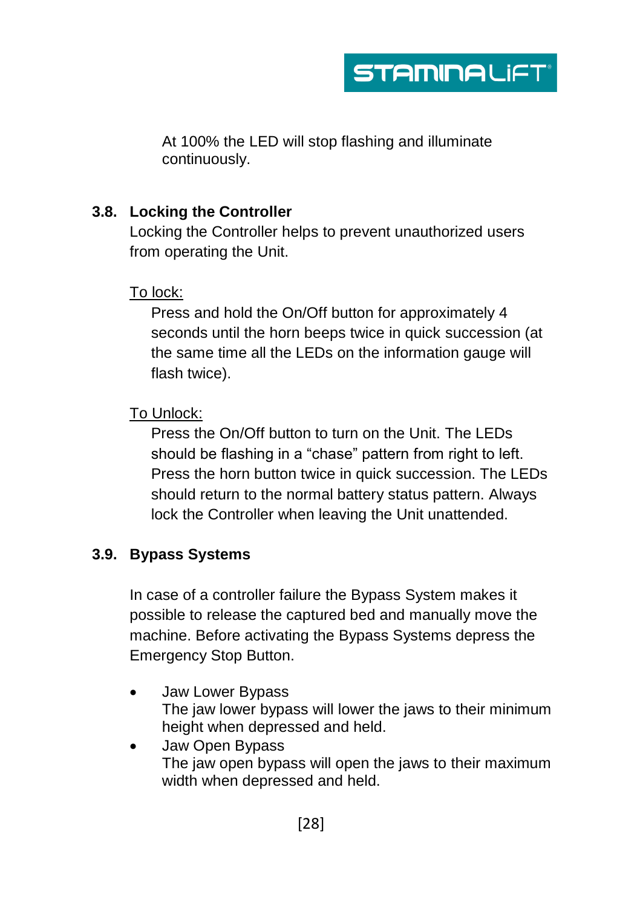At 100% the LED will stop flashing and illuminate continuously.

### 3.8. Locking the Controller

Locking the Controller helps to prevent unauthorized users from operating the Unit.

To lock:

Press and hold the On/Off button for approximately 4 seconds until the horn beeps twice in quick succession (at the same time all the LEDs on the information gauge will flash twice).

To Unlock:

Press the On/Off button to turn on the Unit. The LEDs should be flashing in a “chase” pattern from right to left. Press the horn button twice in quick succession. The LEDs should return to the normal battery status pattern. Always lock the Controller when leaving the Unit unattended.

### 3.9. Bypass Systems

In case of a controller failure the Bypass System makes it possible to release the captured bed and manually move the machine. Before activating the Bypass Systems depress the Emergency Stop Button.

- Jaw Lower Bypass
  The jaw lower bypass will lower the jaws to their minimum height when depressed and held.
- Jaw Open Bypass
  The jaw open bypass will open the jaws to their maximum width when depressed and held.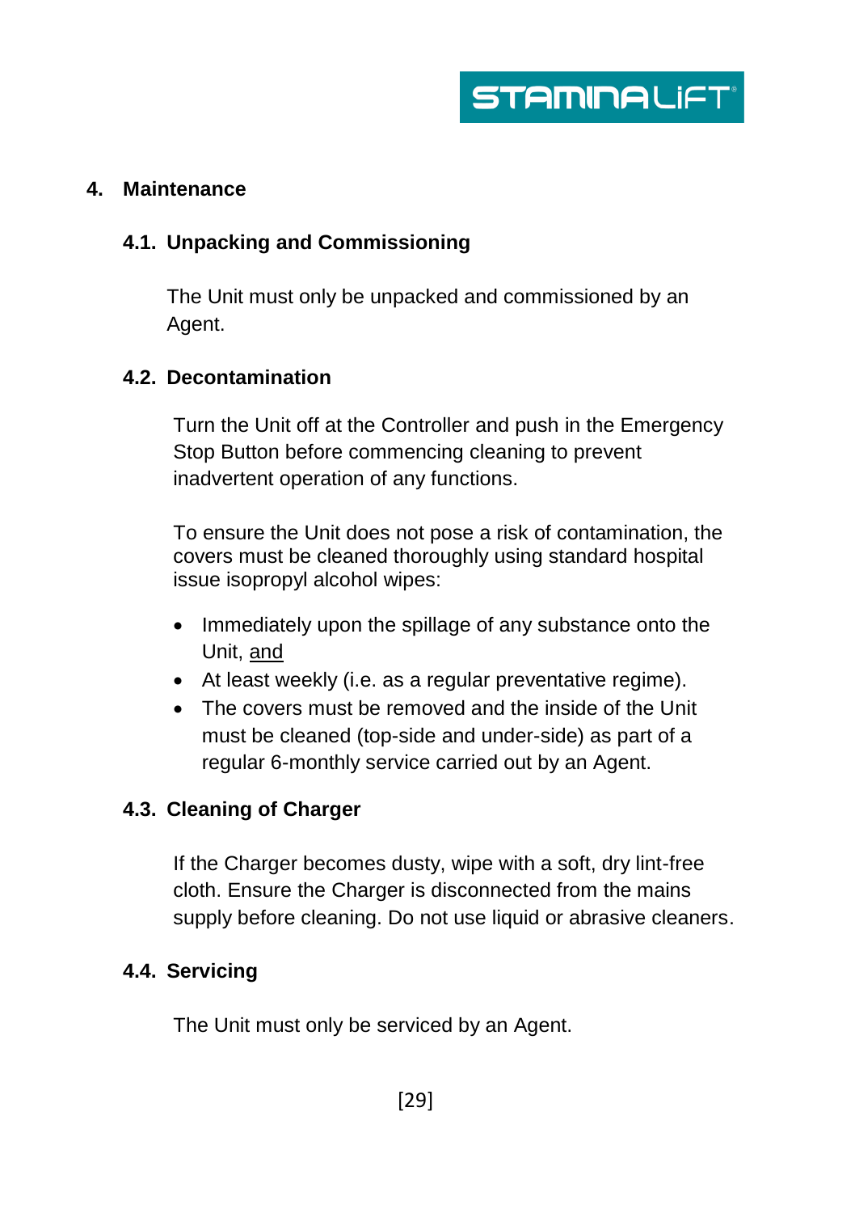## 4. Maintenance

### 4.1. Unpacking and Commissioning

The Unit must only be unpacked and commissioned by an Agent.

### 4.2. Decontamination

Turn the Unit off at the Controller and push in the Emergency Stop Button before commencing cleaning to prevent inadvertent operation of any functions.

To ensure the Unit does not pose a risk of contamination, the covers must be cleaned thoroughly using standard hospital issue isopropyl alcohol wipes:

- Immediately upon the spillage of any substance onto the Unit, <u>and</u>
- At least weekly (i.e. as a regular preventative regime).
- The covers must be removed and the inside of the Unit must be cleaned (top-side and under-side) as part of a regular 6-monthly service carried out by an Agent.

### 4.3. Cleaning of Charger

If the Charger becomes dusty, wipe with a soft, dry lint-free cloth. Ensure the Charger is disconnected from the mains supply before cleaning. Do not use liquid or abrasive cleaners.

### 4.4. Servicing

The Unit must only be serviced by an Agent.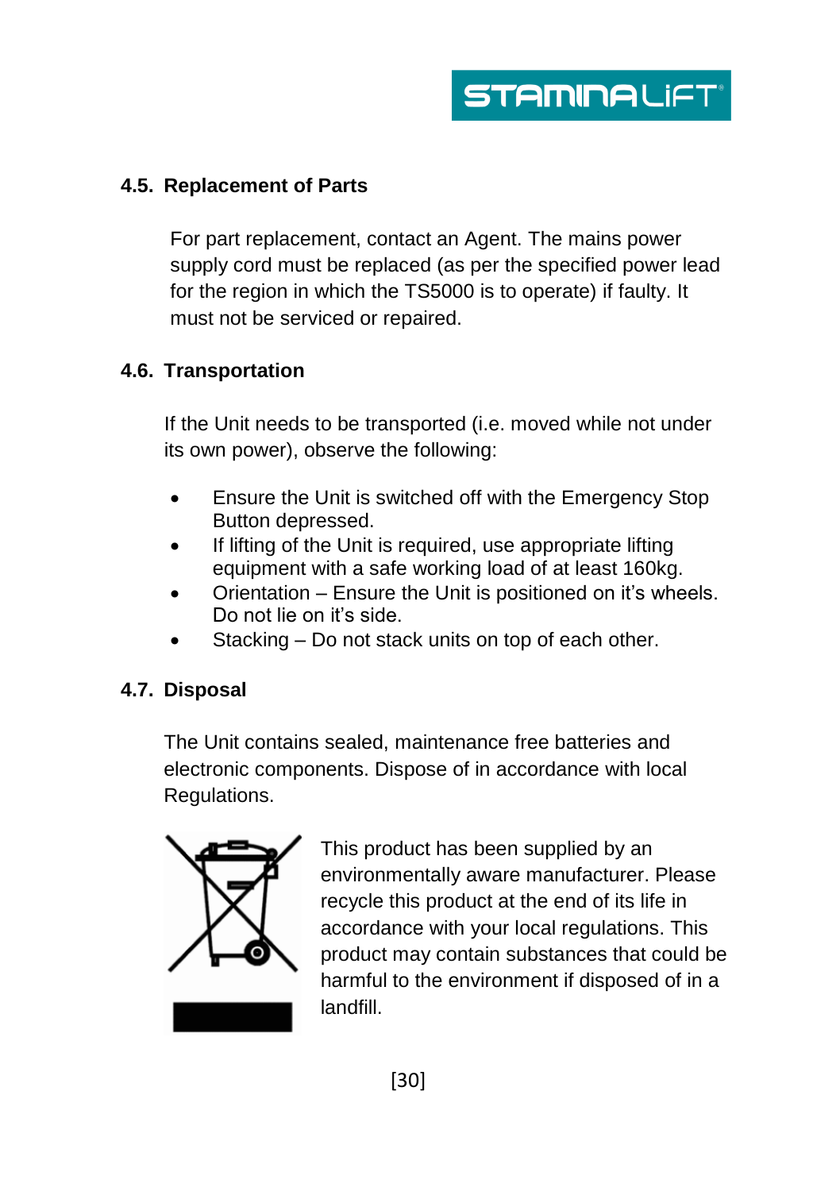### 4.5. Replacement of Parts

For part replacement, contact an Agent. The mains power supply cord must be replaced (as per the specified power lead for the region in which the TS5000 is to operate) if faulty. It must not be serviced or repaired.

### 4.6. Transportation

If the Unit needs to be transported (i.e. moved while not under its own power), observe the following:

- Ensure the Unit is switched off with the Emergency Stop Button depressed.
- If lifting of the Unit is required, use appropriate lifting equipment with a safe working load of at least 160kg.
- Orientation – Ensure the Unit is positioned on it's wheels. Do not lie on it's side.
- Stacking – Do not stack units on top of each other.

### 4.7. Disposal

The Unit contains sealed, maintenance free batteries and electronic components. Dispose of in accordance with local Regulations.

This product has been supplied by an environmentally aware manufacturer. Please recycle this product at the end of its life in accordance with your local regulations. This product may contain substances that could be harmful to the environment if disposed of in a landfill.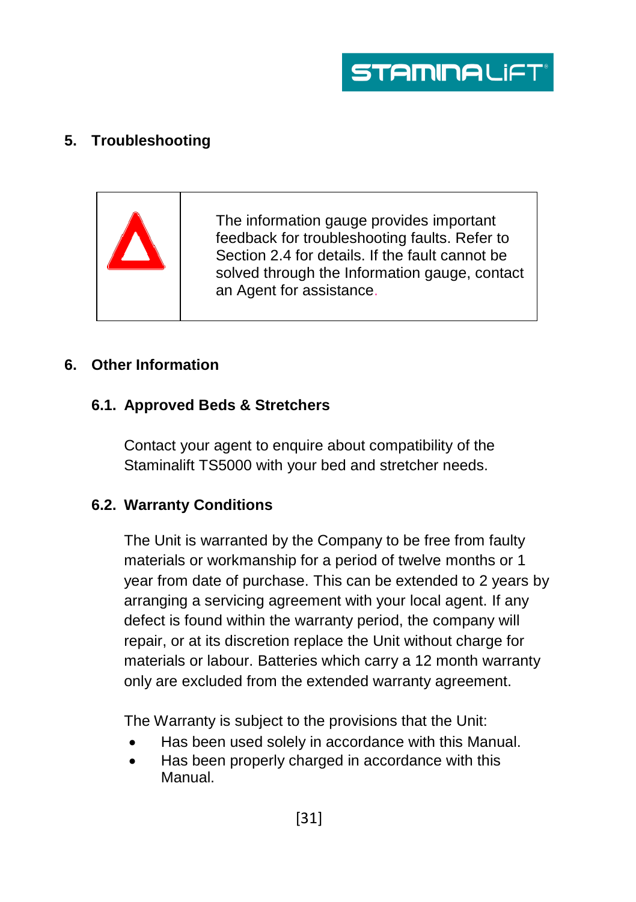## 5. Troubleshooting

| | |
|---|---|
| ⚠ | The information gauge provides important feedback for troubleshooting faults. Refer to Section 2.4 for details. If the fault cannot be solved through the Information gauge, contact an Agent for assistance. |

## 6. Other Information

### 6.1. Approved Beds & Stretchers

Contact your agent to enquire about compatibility of the Staminalift TS5000 with your bed and stretcher needs.

### 6.2. Warranty Conditions

The Unit is warranted by the Company to be free from faulty materials or workmanship for a period of twelve months or 1 year from date of purchase. This can be extended to 2 years by arranging a servicing agreement with your local agent. If any defect is found within the warranty period, the company will repair, or at its discretion replace the Unit without charge for materials or labour. Batteries which carry a 12 month warranty only are excluded from the extended warranty agreement.

The Warranty is subject to the provisions that the Unit:

- Has been used solely in accordance with this Manual.
- Has been properly charged in accordance with this Manual.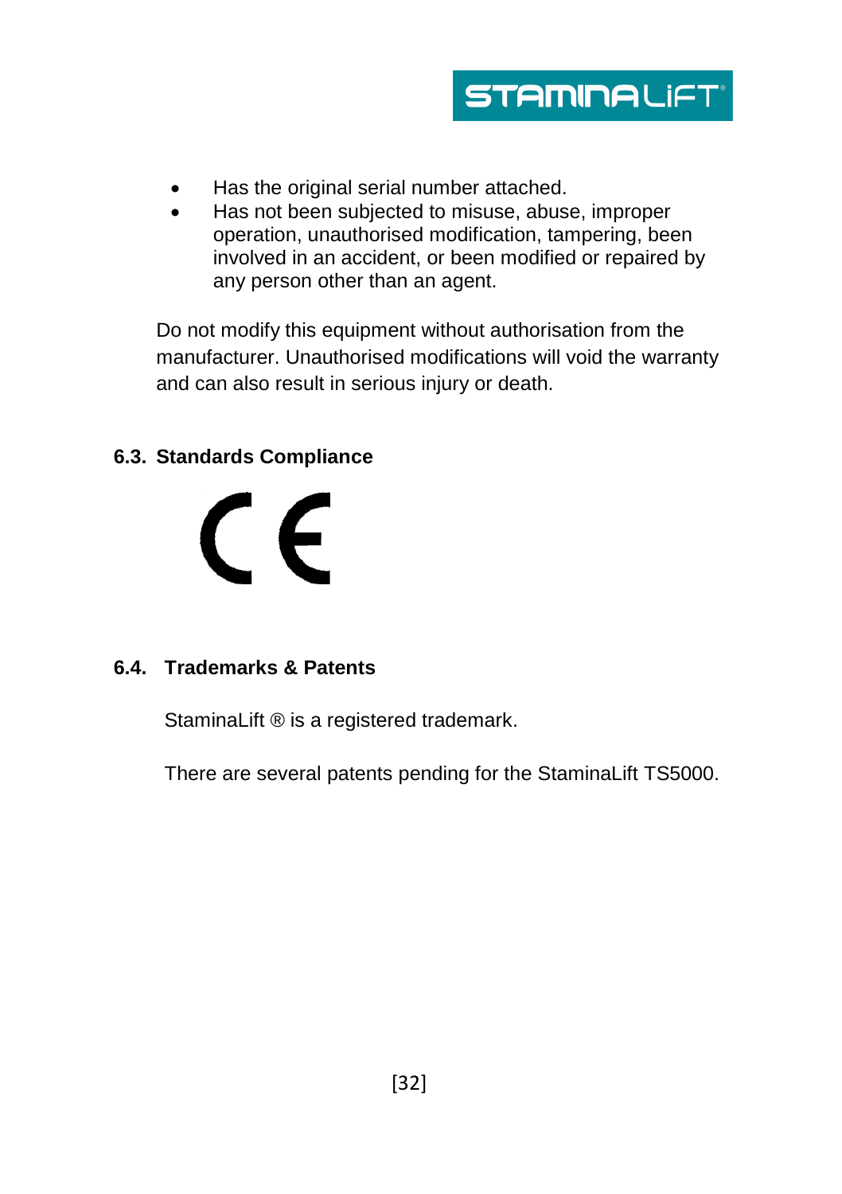- Has the original serial number attached.
- Has not been subjected to misuse, abuse, improper operation, unauthorised modification, tampering, been involved in an accident, or been modified or repaired by any person other than an agent.

Do not modify this equipment without authorisation from the manufacturer. Unauthorised modifications will void the warranty and can also result in serious injury or death.

## 6.3. Standards Compliance

CE

## 6.4. Trademarks & Patents

StaminaLift ® is a registered trademark.

There are several patents pending for the StaminaLift TS5000.